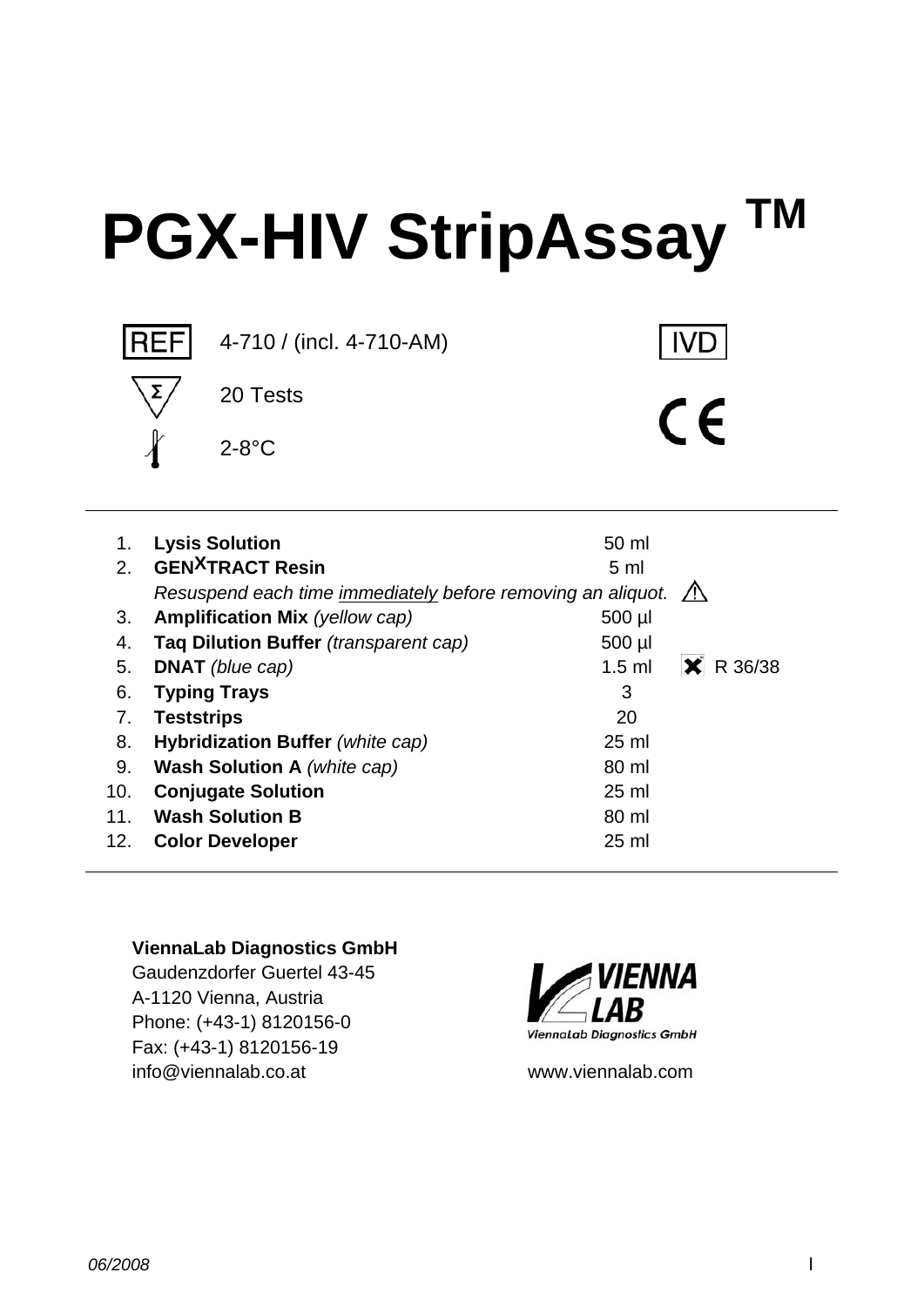# PGX-HIV StripAssay ™

REF 4-710 / (incl. 4-710-AM)

IVD

Σ 20 Tests

CE

2-8°C

| | | | |
|---|---|---|---|
| 1. | **Lysis Solution** | 50 ml | |
| 2. | **GEN$^{X}$TRACT Resin** | 5 ml | |
| | *Resuspend each time immediately before removing an aliquot.* | | ⚠ |
| 3. | **Amplification Mix** *(yellow cap)* | 500 µl | |
| 4. | **Taq Dilution Buffer** *(transparent cap)* | 500 µl | |
| 5. | **DNAT** *(blue cap)* | 1.5 ml | ✖ R 36/38 |
| 6. | **Typing Trays** | 3 | |
| 7. | **Teststrips** | 20 | |
| 8. | **Hybridization Buffer** *(white cap)* | 25 ml | |
| 9. | **Wash Solution A** *(white cap)* | 80 ml | |
| 10. | **Conjugate Solution** | 25 ml | |
| 11. | **Wash Solution B** | 80 ml | |
| 12. | **Color Developer** | 25 ml | |

**ViennaLab Diagnostics GmbH**
Gaudenzdorfer Guertel 43-45
A-1120 Vienna, Austria
Phone: (+43-1) 8120156-0
Fax: (+43-1) 8120156-19
info@viennalab.co.at

VIENNA LAB
ViennaLab Diagnostics GmbH

www.viennalab.com

06/2008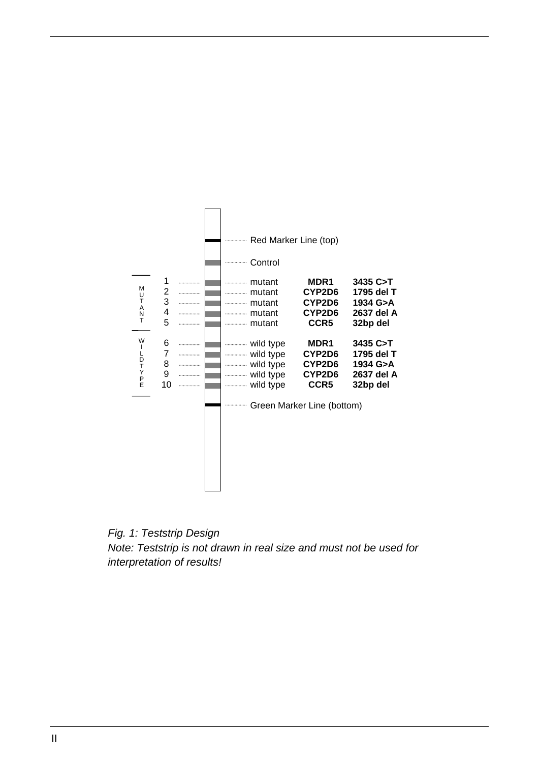| Position | Line | Type | Gene | Mutation |
|---|---|---|---|---|
| | | Red Marker Line (top) | | |
| | | Control | | |
| MUTANT | 1 | mutant | **MDR1** | **3435 C>T** |
| | 2 | mutant | **CYP2D6** | **1795 del T** |
| | 3 | mutant | **CYP2D6** | **1934 G>A** |
| | 4 | mutant | **CYP2D6** | **2637 del A** |
| | 5 | mutant | **CCR5** | **32bp del** |
| WILDTYPE | 6 | wild type | **MDR1** | **3435 C>T** |
| | 7 | wild type | **CYP2D6** | **1795 del T** |
| | 8 | wild type | **CYP2D6** | **1934 G>A** |
| | 9 | wild type | **CYP2D6** | **2637 del A** |
| | 10 | wild type | **CCR5** | **32bp del** |
| | | Green Marker Line (bottom) | | |

*Fig. 1: Teststrip Design*
*Note: Teststrip is not drawn in real size and must not be used for interpretation of results!*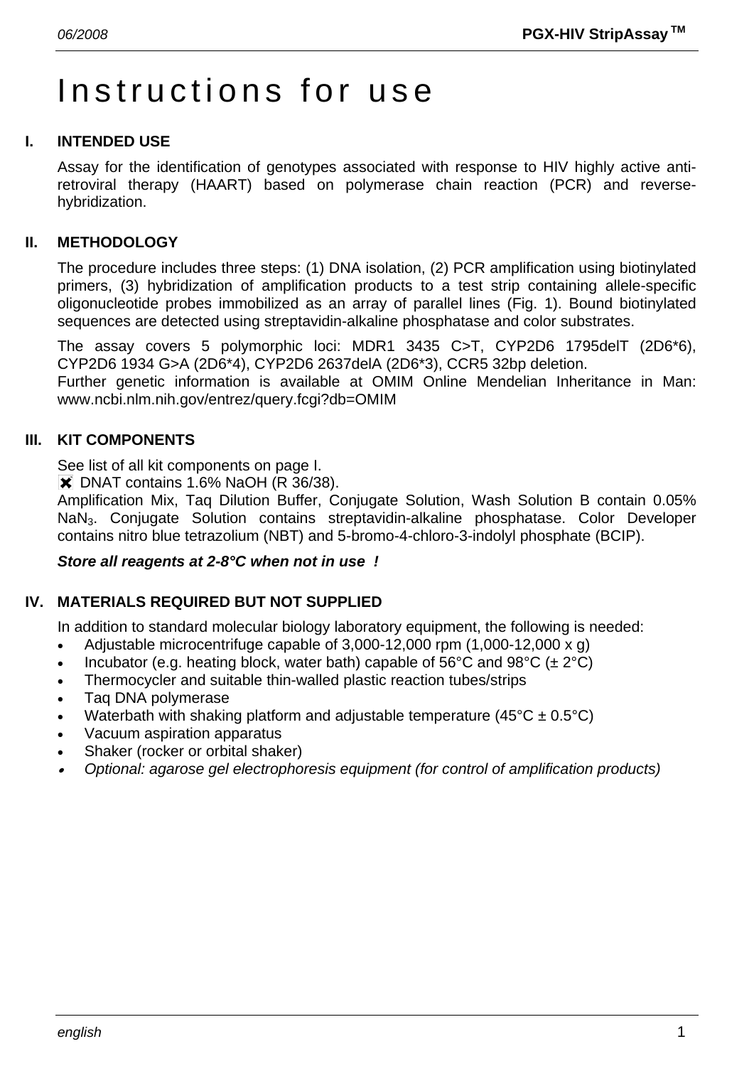# Instructions for use

## I. INTENDED USE

Assay for the identification of genotypes associated with response to HIV highly active anti-retroviral therapy (HAART) based on polymerase chain reaction (PCR) and reverse-hybridization.

## II. METHODOLOGY

The procedure includes three steps: (1) DNA isolation, (2) PCR amplification using biotinylated primers, (3) hybridization of amplification products to a test strip containing allele-specific oligonucleotide probes immobilized as an array of parallel lines (Fig. 1). Bound biotinylated sequences are detected using streptavidin-alkaline phosphatase and color substrates.

The assay covers 5 polymorphic loci: MDR1 3435 C>T, CYP2D6 1795delT (2D6*6), CYP2D6 1934 G>A (2D6*4), CYP2D6 2637delA (2D6*3), CCR5 32bp deletion.
Further genetic information is available at OMIM Online Mendelian Inheritance in Man: www.ncbi.nlm.nih.gov/entrez/query.fcgi?db=OMIM

## III. KIT COMPONENTS

See list of all kit components on page I.
✖ DNAT contains 1.6% NaOH (R 36/38).
Amplification Mix, Taq Dilution Buffer, Conjugate Solution, Wash Solution B contain 0.05% $NaN_3$. Conjugate Solution contains streptavidin-alkaline phosphatase. Color Developer contains nitro blue tetrazolium (NBT) and 5-bromo-4-chloro-3-indolyl phosphate (BCIP).

***Store all reagents at 2-8°C when not in use !***

## IV. MATERIALS REQUIRED BUT NOT SUPPLIED

In addition to standard molecular biology laboratory equipment, the following is needed:

- Adjustable microcentrifuge capable of 3,000-12,000 rpm (1,000-12,000 x g)
- Incubator (e.g. heating block, water bath) capable of 56°C and 98°C (± 2°C)
- Thermocycler and suitable thin-walled plastic reaction tubes/strips
- Taq DNA polymerase
- Waterbath with shaking platform and adjustable temperature (45°C ± 0.5°C)
- Vacuum aspiration apparatus
- Shaker (rocker or orbital shaker)
- *Optional: agarose gel electrophoresis equipment (for control of amplification products)*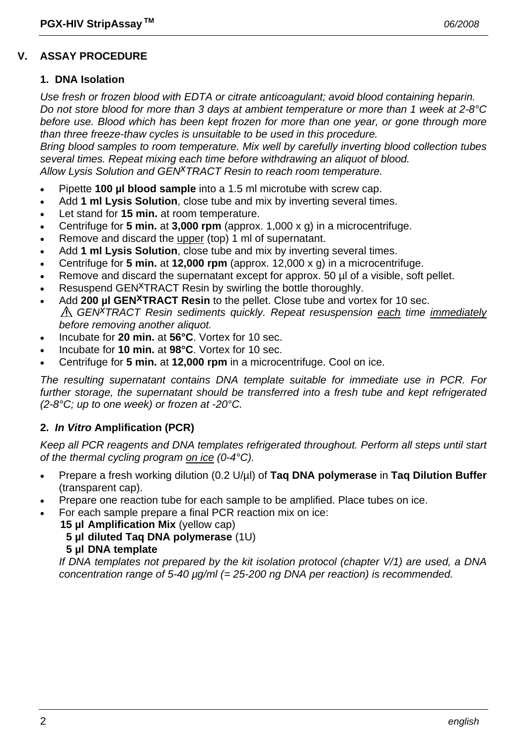## V. ASSAY PROCEDURE

### 1. DNA Isolation

*Use fresh or frozen blood with EDTA or citrate anticoagulant; avoid blood containing heparin. Do not store blood for more than 3 days at ambient temperature or more than 1 week at 2-8°C before use. Blood which has been kept frozen for more than one year, or gone through more than three freeze-thaw cycles is unsuitable to be used in this procedure.*
*Bring blood samples to room temperature. Mix well by carefully inverting blood collection tubes several times. Repeat mixing each time before withdrawing an aliquot of blood.*
*Allow Lysis Solution and GEN$^X$TRACT Resin to reach room temperature.*

- Pipette **100 µl blood sample** into a 1.5 ml microtube with screw cap.
- Add **1 ml Lysis Solution**, close tube and mix by inverting several times.
- Let stand for **15 min.** at room temperature.
- Centrifuge for **5 min.** at **3,000 rpm** (approx. 1,000 x g) in a microcentrifuge.
- Remove and discard the upper (top) 1 ml of supernatant.
- Add **1 ml Lysis Solution**, close tube and mix by inverting several times.
- Centrifuge for **5 min.** at **12,000 rpm** (approx. 12,000 x g) in a microcentrifuge.
- Remove and discard the supernatant except for approx. 50 µl of a visible, soft pellet.
- Resuspend GEN$^X$TRACT Resin by swirling the bottle thoroughly.
- Add **200 µl GEN$^X$TRACT Resin** to the pellet. Close tube and vortex for 10 sec.
  ⚠ *GEN$^X$TRACT Resin sediments quickly. Repeat resuspension each time immediately before removing another aliquot.*
- Incubate for **20 min.** at **56°C**. Vortex for 10 sec.
- Incubate for **10 min.** at **98°C**. Vortex for 10 sec.
- Centrifuge for **5 min.** at **12,000 rpm** in a microcentrifuge. Cool on ice.

*The resulting supernatant contains DNA template suitable for immediate use in PCR. For further storage, the supernatant should be transferred into a fresh tube and kept refrigerated (2-8°C; up to one week) or frozen at -20°C.*

### 2. *In Vitro* Amplification (PCR)

*Keep all PCR reagents and DNA templates refrigerated throughout. Perform all steps until start of the thermal cycling program on ice (0-4°C).*

- Prepare a fresh working dilution (0.2 U/µl) of **Taq DNA polymerase** in **Taq Dilution Buffer** (transparent cap).
- Prepare one reaction tube for each sample to be amplified. Place tubes on ice.
- For each sample prepare a final PCR reaction mix on ice:
  **15 µl Amplification Mix** (yellow cap)
  **5 µl diluted Taq DNA polymerase** (1U)
  **5 µl DNA template**

  *If DNA templates not prepared by the kit isolation protocol (chapter V/1) are used, a DNA concentration range of 5-40 µg/ml (= 25-200 ng DNA per reaction) is recommended.*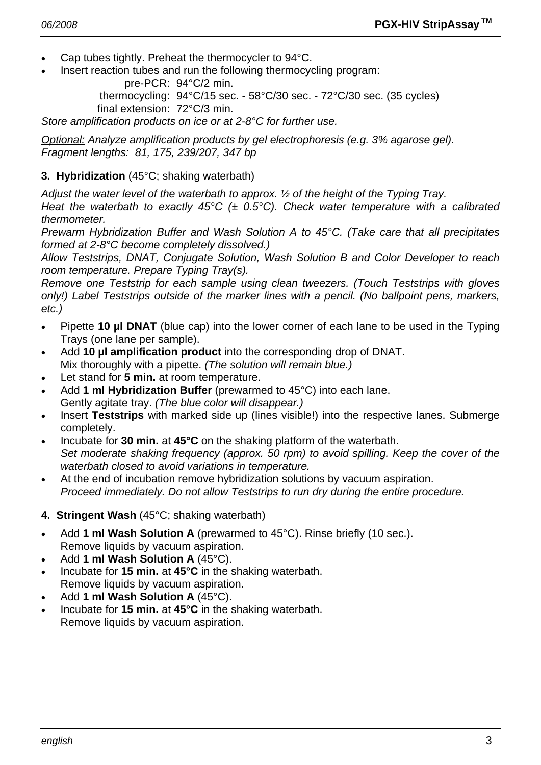- Cap tubes tightly. Preheat the thermocycler to 94°C.
- Insert reaction tubes and run the following thermocycling program:

  pre-PCR: 94°C/2 min.
  thermocycling: 94°C/15 sec. - 58°C/30 sec. - 72°C/30 sec. (35 cycles)
  final extension: 72°C/3 min.

*Store amplification products on ice or at 2-8°C for further use.*

*<u>Optional:</u> Analyze amplification products by gel electrophoresis (e.g. 3% agarose gel). Fragment lengths: 81, 175, 239/207, 347 bp*

**3. Hybridization** (45°C; shaking waterbath)

*Adjust the water level of the waterbath to approx. ½ of the height of the Typing Tray.*
*Heat the waterbath to exactly 45°C (± 0.5°C). Check water temperature with a calibrated thermometer.*
*Prewarm Hybridization Buffer and Wash Solution A to 45°C. (Take care that all precipitates formed at 2-8°C become completely dissolved.)*
*Allow Teststrips, DNAT, Conjugate Solution, Wash Solution B and Color Developer to reach room temperature. Prepare Typing Tray(s).*
*Remove one Teststrip for each sample using clean tweezers. (Touch Teststrips with gloves only!) Label Teststrips outside of the marker lines with a pencil. (No ballpoint pens, markers, etc.)*

- Pipette **10 µl DNAT** (blue cap) into the lower corner of each lane to be used in the Typing Trays (one lane per sample).
- Add **10 µl amplification product** into the corresponding drop of DNAT.
  Mix thoroughly with a pipette. *(The solution will remain blue.)*
- Let stand for **5 min.** at room temperature.
- Add **1 ml Hybridization Buffer** (prewarmed to 45°C) into each lane.
  Gently agitate tray. *(The blue color will disappear.)*
- Insert **Teststrips** with marked side up (lines visible!) into the respective lanes. Submerge completely.
- Incubate for **30 min.** at **45°C** on the shaking platform of the waterbath.
  *Set moderate shaking frequency (approx. 50 rpm) to avoid spilling. Keep the cover of the waterbath closed to avoid variations in temperature.*
- At the end of incubation remove hybridization solutions by vacuum aspiration.
  *Proceed immediately. Do not allow Teststrips to run dry during the entire procedure.*

**4. Stringent Wash** (45°C; shaking waterbath)

- Add **1 ml Wash Solution A** (prewarmed to 45°C). Rinse briefly (10 sec.).
  Remove liquids by vacuum aspiration.
- Add **1 ml Wash Solution A** (45°C).
- Incubate for **15 min.** at **45°C** in the shaking waterbath.
  Remove liquids by vacuum aspiration.
- Add **1 ml Wash Solution A** (45°C).
- Incubate for **15 min.** at **45°C** in the shaking waterbath.
  Remove liquids by vacuum aspiration.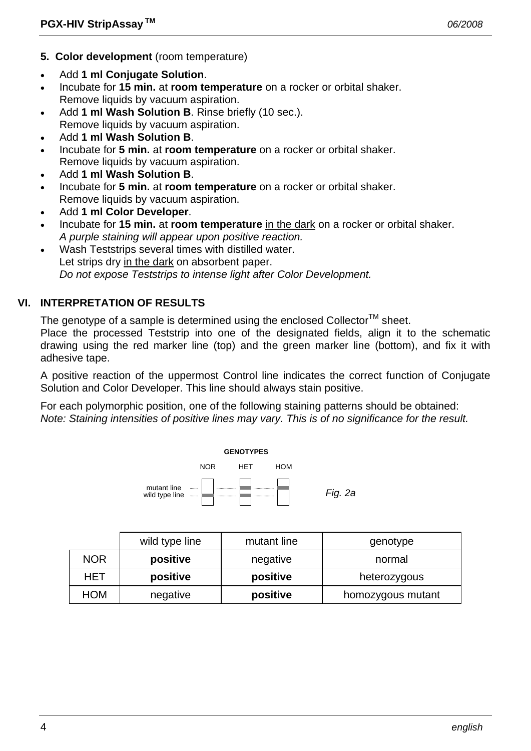**5. Color development** (room temperature)

- Add **1 ml Conjugate Solution**.
- Incubate for **15 min.** at **room temperature** on a rocker or orbital shaker.
  Remove liquids by vacuum aspiration.
- Add **1 ml Wash Solution B**. Rinse briefly (10 sec.).
  Remove liquids by vacuum aspiration.
- Add **1 ml Wash Solution B**.
- Incubate for **5 min.** at **room temperature** on a rocker or orbital shaker.
  Remove liquids by vacuum aspiration.
- Add **1 ml Wash Solution B**.
- Incubate for **5 min.** at **room temperature** on a rocker or orbital shaker.
  Remove liquids by vacuum aspiration.
- Add **1 ml Color Developer**.
- Incubate for **15 min.** at **room temperature** in the dark on a rocker or orbital shaker.
  *A purple staining will appear upon positive reaction.*
- Wash Teststrips several times with distilled water.
  Let strips dry in the dark on absorbent paper.
  *Do not expose Teststrips to intense light after Color Development.*

## VI. INTERPRETATION OF RESULTS

The genotype of a sample is determined using the enclosed Collector™ sheet.
Place the processed Teststrip into one of the designated fields, align it to the schematic drawing using the red marker line (top) and the green marker line (bottom), and fix it with adhesive tape.

A positive reaction of the uppermost Control line indicates the correct function of Conjugate Solution and Color Developer. This line should always stain positive.

For each polymorphic position, one of the following staining patterns should be obtained:
*Note: Staining intensities of positive lines may vary. This is of no significance for the result.*

**GENOTYPES**

NOR HET HOM

mutant line
wild type line

*Fig. 2a*

| | wild type line | mutant line | genotype |
|---|---|---|---|
| NOR | **positive** | negative | normal |
| HET | **positive** | **positive** | heterozygous |
| HOM | negative | **positive** | homozygous mutant |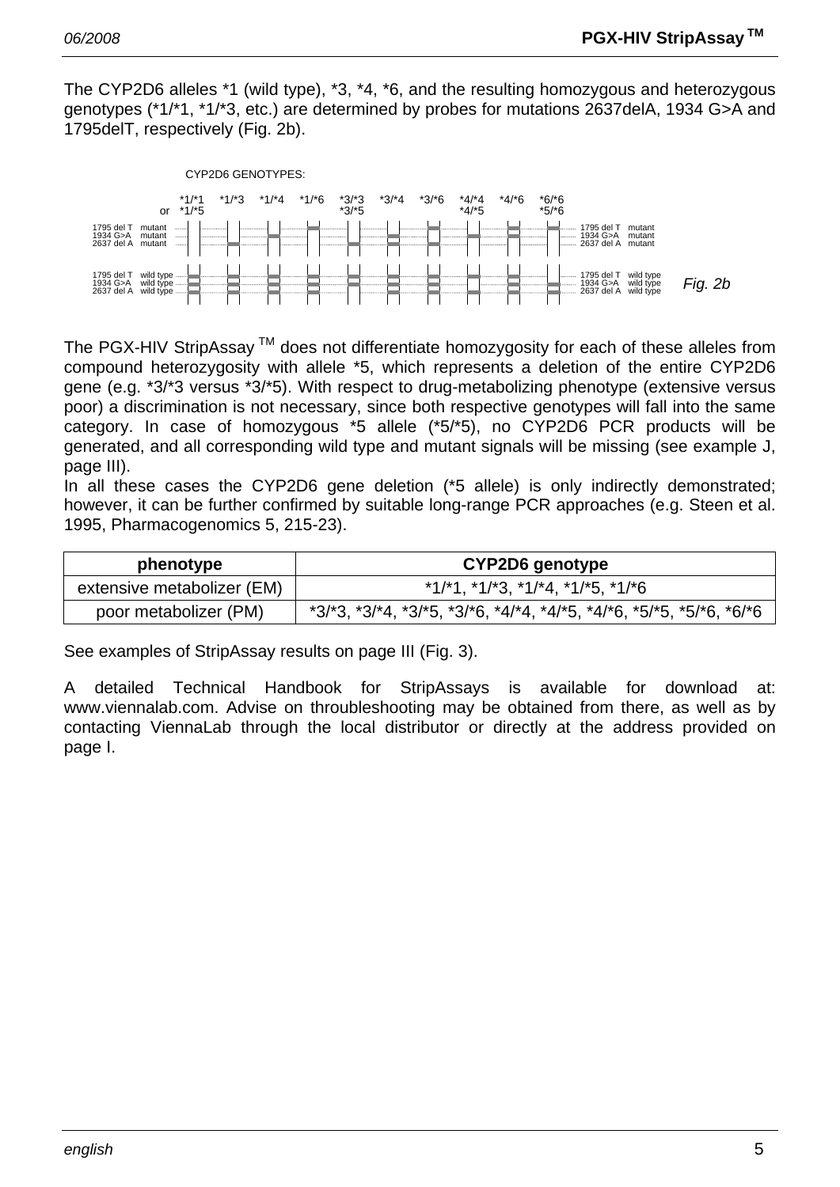The CYP2D6 alleles *1 (wild type), *3, *4, *6, and the resulting homozygous and heterozygous genotypes (*1/*1, *1/*3, etc.) are determined by probes for mutations 2637delA, 1934 G>A and 1795delT, respectively (Fig. 2b).

CYP2D6 GENOTYPES:

| | *1/*1 or *1/*5 | *1/*3 | *1/*4 | *1/*6 | *3/*3 *3/*5 | *3/*4 | *3/*6 | *4/*4 *4/*5 | *4/*6 | *6/*6 *5/*6 | |
|---|---|---|---|---|---|---|---|---|---|---|---|
| 1795 del T mutant | | | | ▬ | | | ▬ | | ▬ | ▬ | 1795 del T mutant |
| 1934 G>A mutant | | | ▬ | | | ▬ | | ▬ | ▬ | | 1934 G>A mutant |
| 2637 del A mutant | | ▬ | | | ▬ | ▬ | ▬ | | | | 2637 del A mutant |
| 1795 del T wild type | ▬ | ▬ | ▬ | ▬ | ▬ | ▬ | ▬ | ▬ | ▬ | | 1795 del T wild type |
| 1934 G>A wild type | ▬ | ▬ | ▬ | ▬ | ▬ | ▬ | ▬ | | ▬ | ▬ | 1934 G>A wild type |
| 2637 del A wild type | ▬ | ▬ | ▬ | ▬ | | ▬ | ▬ | ▬ | ▬ | ▬ | 2637 del A wild type |

*Fig. 2b*

The PGX-HIV StripAssay ™ does not differentiate homozygosity for each of these alleles from compound heterozygosity with allele *5, which represents a deletion of the entire CYP2D6 gene (e.g. *3/*3 versus *3/*5). With respect to drug-metabolizing phenotype (extensive versus poor) a discrimination is not necessary, since both respective genotypes will fall into the same category. In case of homozygous *5 allele (*5/*5), no CYP2D6 PCR products will be generated, and all corresponding wild type and mutant signals will be missing (see example J, page III).

In all these cases the CYP2D6 gene deletion (*5 allele) is only indirectly demonstrated; however, it can be further confirmed by suitable long-range PCR approaches (e.g. Steen et al. 1995, Pharmacogenomics 5, 215-23).

| phenotype | CYP2D6 genotype |
|---|---|
| extensive metabolizer (EM) | *1/*1, *1/*3, *1/*4, *1/*5, *1/*6 |
| poor metabolizer (PM) | *3/*3, *3/*4, *3/*5, *3/*6, *4/*4, *4/*5, *4/*6, *5/*5, *5/*6, *6/*6 |

See examples of StripAssay results on page III (Fig. 3).

A detailed Technical Handbook for StripAssays is available for download at: www.viennalab.com. Advise on throubleshooting may be obtained from there, as well as by contacting ViennaLab through the local distributor or directly at the address provided on page I.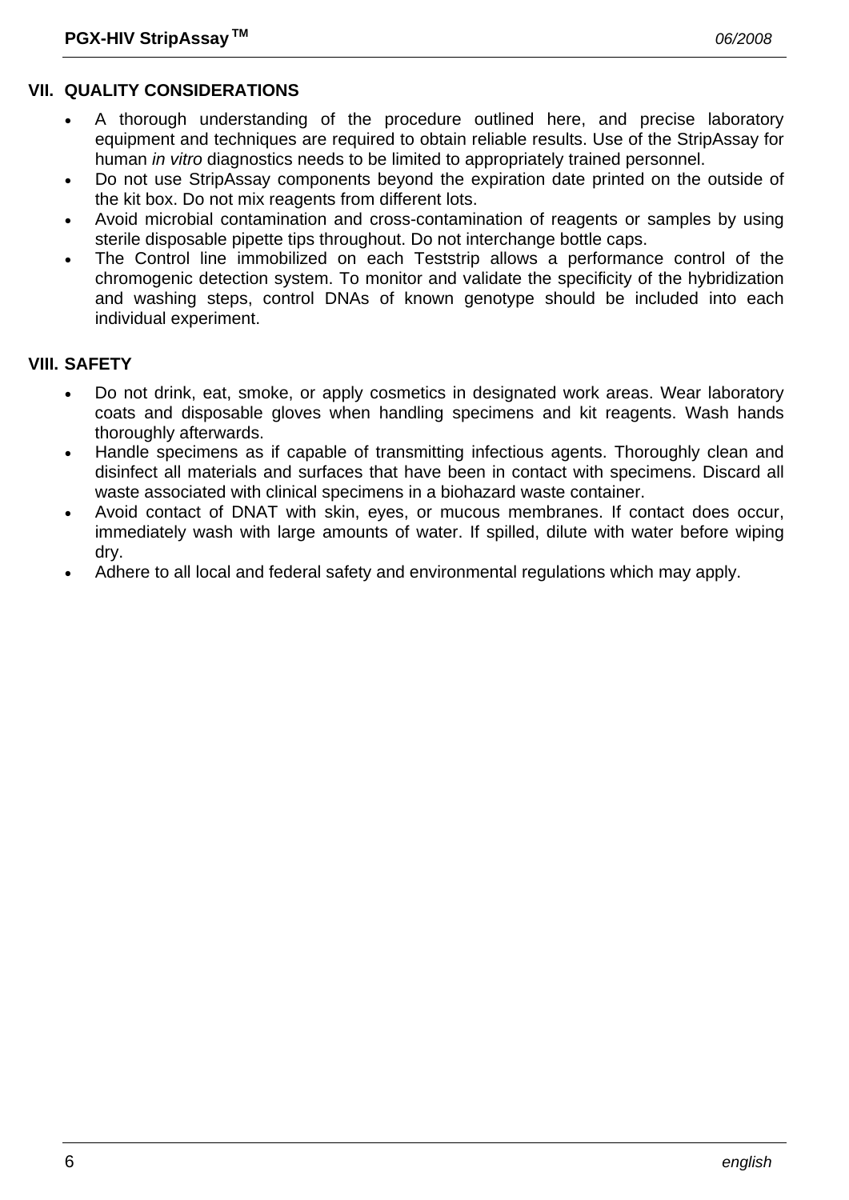## VII. QUALITY CONSIDERATIONS

- A thorough understanding of the procedure outlined here, and precise laboratory equipment and techniques are required to obtain reliable results. Use of the StripAssay for human *in vitro* diagnostics needs to be limited to appropriately trained personnel.
- Do not use StripAssay components beyond the expiration date printed on the outside of the kit box. Do not mix reagents from different lots.
- Avoid microbial contamination and cross-contamination of reagents or samples by using sterile disposable pipette tips throughout. Do not interchange bottle caps.
- The Control line immobilized on each Teststrip allows a performance control of the chromogenic detection system. To monitor and validate the specificity of the hybridization and washing steps, control DNAs of known genotype should be included into each individual experiment.

## VIII. SAFETY

- Do not drink, eat, smoke, or apply cosmetics in designated work areas. Wear laboratory coats and disposable gloves when handling specimens and kit reagents. Wash hands thoroughly afterwards.
- Handle specimens as if capable of transmitting infectious agents. Thoroughly clean and disinfect all materials and surfaces that have been in contact with specimens. Discard all waste associated with clinical specimens in a biohazard waste container.
- Avoid contact of DNAT with skin, eyes, or mucous membranes. If contact does occur, immediately wash with large amounts of water. If spilled, dilute with water before wiping dry.
- Adhere to all local and federal safety and environmental regulations which may apply.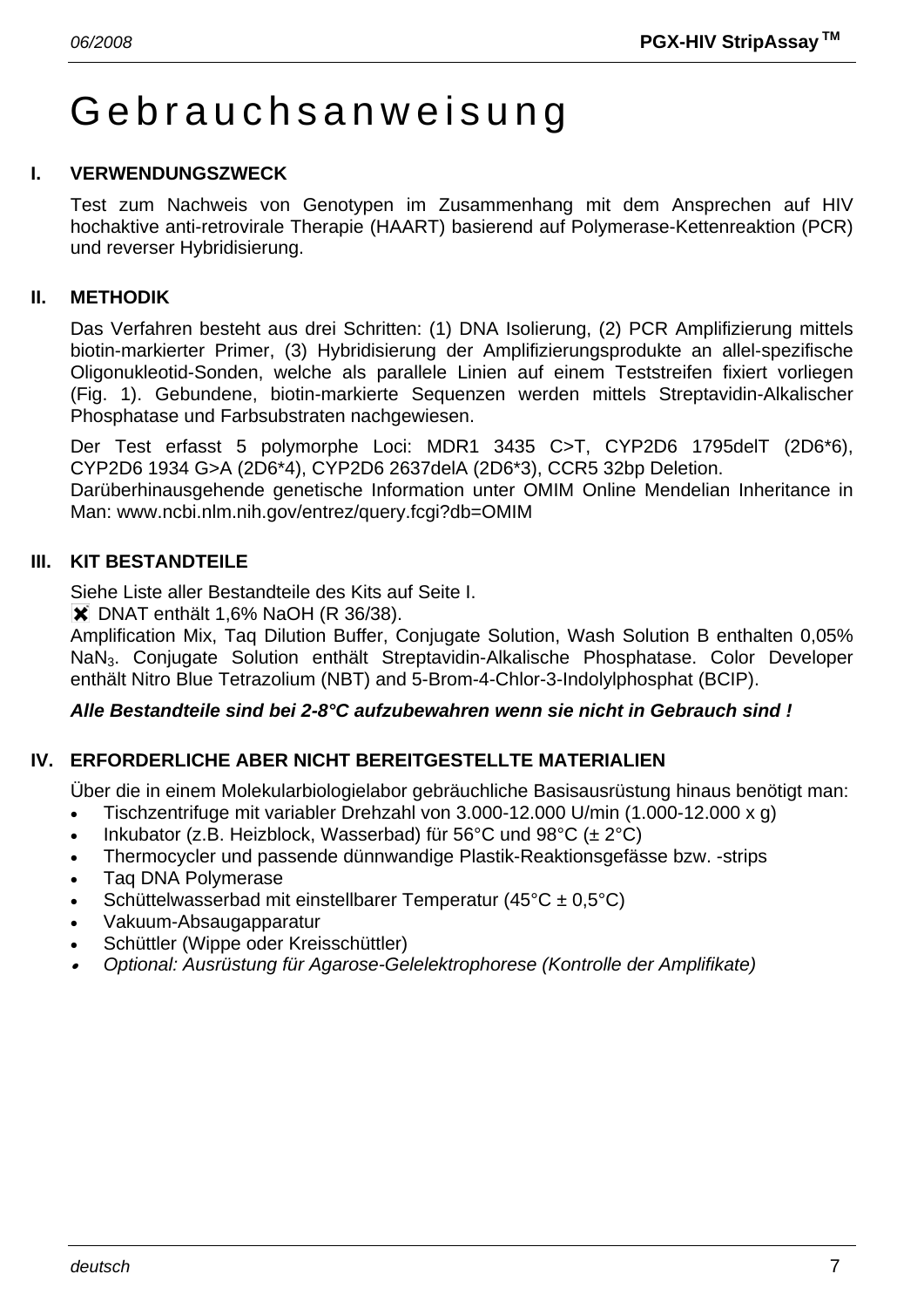# Gebrauchsanweisung

## I. VERWENDUNGSZWECK

Test zum Nachweis von Genotypen im Zusammenhang mit dem Ansprechen auf HIV hochaktive anti-retrovirale Therapie (HAART) basierend auf Polymerase-Kettenreaktion (PCR) und reverser Hybridisierung.

## II. METHODIK

Das Verfahren besteht aus drei Schritten: (1) DNA Isolierung, (2) PCR Amplifizierung mittels biotin-markierter Primer, (3) Hybridisierung der Amplifizierungsprodukte an allel-spezifische Oligonukleotid-Sonden, welche als parallele Linien auf einem Teststreifen fixiert vorliegen (Fig. 1). Gebundene, biotin-markierte Sequenzen werden mittels Streptavidin-Alkalischer Phosphatase und Farbsubstraten nachgewiesen.

Der Test erfasst 5 polymorphe Loci: MDR1 3435 C>T, CYP2D6 1795delT (2D6*6), CYP2D6 1934 G>A (2D6*4), CYP2D6 2637delA (2D6*3), CCR5 32bp Deletion.
Darüberhinausgehende genetische Information unter OMIM Online Mendelian Inheritance in Man: www.ncbi.nlm.nih.gov/entrez/query.fcgi?db=OMIM

## III. KIT BESTANDTEILE

Siehe Liste aller Bestandteile des Kits auf Seite I.
✖ DNAT enthält 1,6% NaOH (R 36/38).
Amplification Mix, Taq Dilution Buffer, Conjugate Solution, Wash Solution B enthalten 0,05% $NaN_3$. Conjugate Solution enthält Streptavidin-Alkalische Phosphatase. Color Developer enthält Nitro Blue Tetrazolium (NBT) and 5-Brom-4-Chlor-3-Indolylphosphat (BCIP).

***Alle Bestandteile sind bei 2-8°C aufzubewahren wenn sie nicht in Gebrauch sind !***

## IV. ERFORDERLICHE ABER NICHT BEREITGESTELLTE MATERIALIEN

Über die in einem Molekularbiologielabor gebräuchliche Basisausrüstung hinaus benötigt man:

- Tischzentrifuge mit variabler Drehzahl von 3.000-12.000 U/min (1.000-12.000 x g)
- Inkubator (z.B. Heizblock, Wasserbad) für 56°C und 98°C (± 2°C)
- Thermocycler und passende dünnwandige Plastik-Reaktionsgefässe bzw. -strips
- Taq DNA Polymerase
- Schüttelwasserbad mit einstellbarer Temperatur (45°C ± 0,5°C)
- Vakuum-Absaugapparatur
- Schüttler (Wippe oder Kreisschüttler)
- *Optional: Ausrüstung für Agarose-Gelelektrophorese (Kontrolle der Amplifikate)*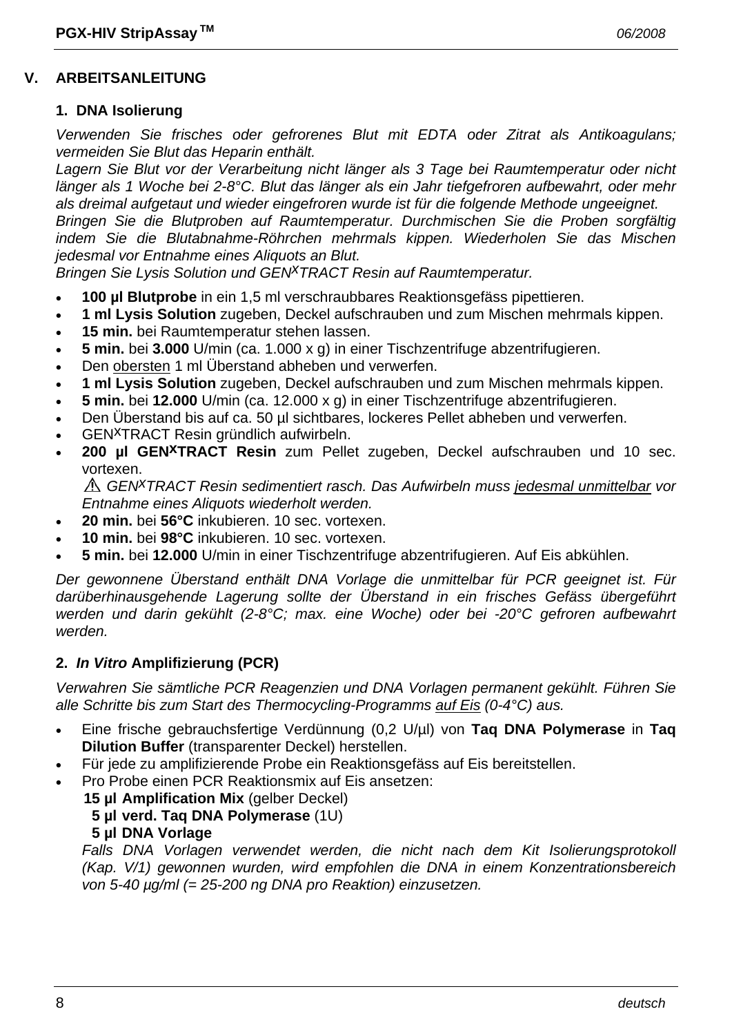## V. ARBEITSANLEITUNG

### 1. DNA Isolierung

*Verwenden Sie frisches oder gefrorenes Blut mit EDTA oder Zitrat als Antikoagulans; vermeiden Sie Blut das Heparin enthält.*
*Lagern Sie Blut vor der Verarbeitung nicht länger als 3 Tage bei Raumtemperatur oder nicht länger als 1 Woche bei 2-8°C. Blut das länger als ein Jahr tiefgefroren aufbewahrt, oder mehr als dreimal aufgetaut und wieder eingefroren wurde ist für die folgende Methode ungeeignet.*
*Bringen Sie die Blutproben auf Raumtemperatur. Durchmischen Sie die Proben sorgfältig indem Sie die Blutabnahme-Röhrchen mehrmals kippen. Wiederholen Sie das Mischen jedesmal vor Entnahme eines Aliquots an Blut.*
*Bringen Sie Lysis Solution und GEN$^{X}$TRACT Resin auf Raumtemperatur.*

- **100 µl Blutprobe** in ein 1,5 ml verschraubbares Reaktionsgefäss pipettieren.
- **1 ml Lysis Solution** zugeben, Deckel aufschrauben und zum Mischen mehrmals kippen.
- **15 min.** bei Raumtemperatur stehen lassen.
- **5 min.** bei **3.000** U/min (ca. 1.000 x g) in einer Tischzentrifuge abzentrifugieren.
- Den obersten 1 ml Überstand abheben und verwerfen.
- **1 ml Lysis Solution** zugeben, Deckel aufschrauben und zum Mischen mehrmals kippen.
- **5 min.** bei **12.000** U/min (ca. 12.000 x g) in einer Tischzentrifuge abzentrifugieren.
- Den Überstand bis auf ca. 50 µl sichtbares, lockeres Pellet abheben und verwerfen.
- GEN$^{X}$TRACT Resin gründlich aufwirbeln.
- **200 µl GEN$^{X}$TRACT Resin** zum Pellet zugeben, Deckel aufschrauben und 10 sec. vortexen.
  ⚠ *GEN$^{X}$TRACT Resin sedimentiert rasch. Das Aufwirbeln muss jedesmal unmittelbar vor Entnahme eines Aliquots wiederholt werden.*
- **20 min.** bei **56°C** inkubieren. 10 sec. vortexen.
- **10 min.** bei **98°C** inkubieren. 10 sec. vortexen.
- **5 min.** bei **12.000** U/min in einer Tischzentrifuge abzentrifugieren. Auf Eis abkühlen.

*Der gewonnene Überstand enthält DNA Vorlage die unmittelbar für PCR geeignet ist. Für darüberhinausgehende Lagerung sollte der Überstand in ein frisches Gefäss übergeführt werden und darin gekühlt (2-8°C; max. eine Woche) oder bei -20°C gefroren aufbewahrt werden.*

### 2. *In Vitro* Amplifizierung (PCR)

*Verwahren Sie sämtliche PCR Reagenzien und DNA Vorlagen permanent gekühlt. Führen Sie alle Schritte bis zum Start des Thermocycling-Programms auf Eis (0-4°C) aus.*

- Eine frische gebrauchsfertige Verdünnung (0,2 U/µl) von **Taq DNA Polymerase** in **Taq Dilution Buffer** (transparenter Deckel) herstellen.
- Für jede zu amplifizierende Probe ein Reaktionsgefäss auf Eis bereitstellen.
- Pro Probe einen PCR Reaktionsmix auf Eis ansetzen:
  **15 µl Amplification Mix** (gelber Deckel)
  **5 µl verd. Taq DNA Polymerase** (1U)
  **5 µl DNA Vorlage**
  *Falls DNA Vorlagen verwendet werden, die nicht nach dem Kit Isolierungsprotokoll (Kap. V/1) gewonnen wurden, wird empfohlen die DNA in einem Konzentrationsbereich von 5-40 µg/ml (= 25-200 ng DNA pro Reaktion) einzusetzen.*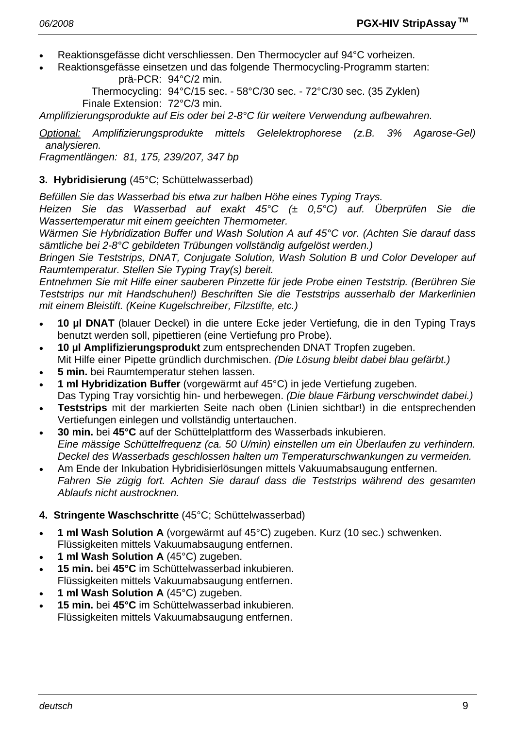- Reaktionsgefässe dicht verschliessen. Den Thermocycler auf 94°C vorheizen.
- Reaktionsgefässe einsetzen und das folgende Thermocycling-Programm starten:

  prä-PCR: 94°C/2 min.
  Thermocycling: 94°C/15 sec. - 58°C/30 sec. - 72°C/30 sec. (35 Zyklen)
  Finale Extension: 72°C/3 min.

*Amplifizierungsprodukte auf Eis oder bei 2-8°C für weitere Verwendung aufbewahren.*

*Optional: Amplifizierungsprodukte mittels Gelelektrophorese (z.B. 3% Agarose-Gel) analysieren.*
*Fragmentlängen: 81, 175, 239/207, 347 bp*

**3. Hybridisierung** (45°C; Schüttelwasserbad)

*Befüllen Sie das Wasserbad bis etwa zur halben Höhe eines Typing Trays.*
*Heizen Sie das Wasserbad auf exakt 45°C (± 0,5°C) auf. Überprüfen Sie die Wassertemperatur mit einem geeichten Thermometer.*
*Wärmen Sie Hybridization Buffer und Wash Solution A auf 45°C vor. (Achten Sie darauf dass sämtliche bei 2-8°C gebildeten Trübungen vollständig aufgelöst werden.)*
*Bringen Sie Teststrips, DNAT, Conjugate Solution, Wash Solution B und Color Developer auf Raumtemperatur. Stellen Sie Typing Tray(s) bereit.*
*Entnehmen Sie mit Hilfe einer sauberen Pinzette für jede Probe einen Teststrip. (Berühren Sie Teststrips nur mit Handschuhen!) Beschriften Sie die Teststrips ausserhalb der Markerlinien mit einem Bleistift. (Keine Kugelschreiber, Filzstifte, etc.)*

- **10 µl DNAT** (blauer Deckel) in die untere Ecke jeder Vertiefung, die in den Typing Trays benutzt werden soll, pipettieren (eine Vertiefung pro Probe).
- **10 µl Amplifizierungsprodukt** zum entsprechenden DNAT Tropfen zugeben.
  Mit Hilfe einer Pipette gründlich durchmischen. *(Die Lösung bleibt dabei blau gefärbt.)*
- **5 min.** bei Raumtemperatur stehen lassen.
- **1 ml Hybridization Buffer** (vorgewärmt auf 45°C) in jede Vertiefung zugeben.
  Das Typing Tray vorsichtig hin- und herbewegen. *(Die blaue Färbung verschwindet dabei.)*
- **Teststrips** mit der markierten Seite nach oben (Linien sichtbar!) in die entsprechenden Vertiefungen einlegen und vollständig untertauchen.
- **30 min.** bei **45°C** auf der Schüttelplattform des Wasserbads inkubieren.
  *Eine mässige Schüttelfrequenz (ca. 50 U/min) einstellen um ein Überlaufen zu verhindern. Deckel des Wasserbads geschlossen halten um Temperaturschwankungen zu vermeiden.*
- Am Ende der Inkubation Hybridisierlösungen mittels Vakuumabsaugung entfernen.
  *Fahren Sie zügig fort. Achten Sie darauf dass die Teststrips während des gesamten Ablaufs nicht austrocknen.*

**4. Stringente Waschschritte** (45°C; Schüttelwasserbad)

- **1 ml Wash Solution A** (vorgewärmt auf 45°C) zugeben. Kurz (10 sec.) schwenken.
  Flüssigkeiten mittels Vakuumabsaugung entfernen.
- **1 ml Wash Solution A** (45°C) zugeben.
- **15 min.** bei **45°C** im Schüttelwasserbad inkubieren.
  Flüssigkeiten mittels Vakuumabsaugung entfernen.
- **1 ml Wash Solution A** (45°C) zugeben.
- **15 min.** bei **45°C** im Schüttelwasserbad inkubieren.
  Flüssigkeiten mittels Vakuumabsaugung entfernen.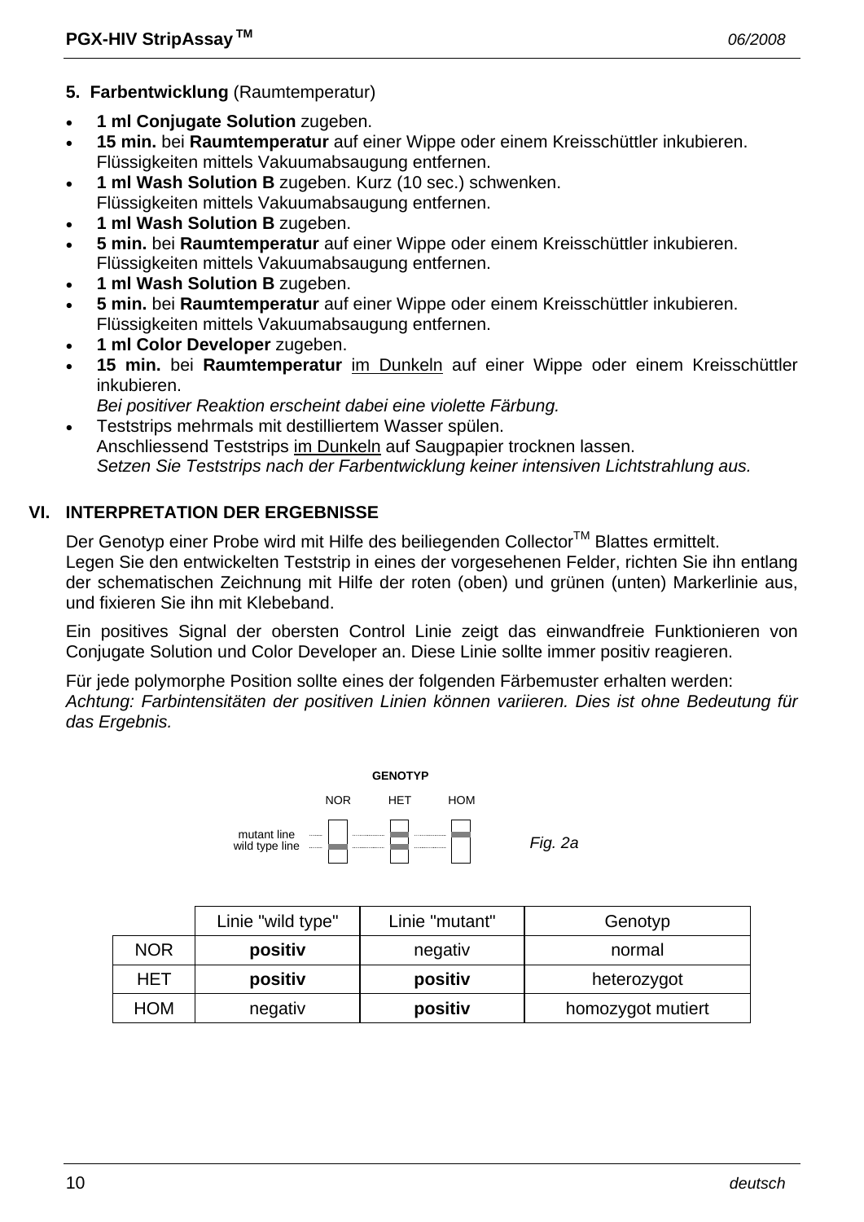**5. Farbentwicklung** (Raumtemperatur)

- **1 ml Conjugate Solution** zugeben.
- **15 min.** bei **Raumtemperatur** auf einer Wippe oder einem Kreisschüttler inkubieren. Flüssigkeiten mittels Vakuumabsaugung entfernen.
- **1 ml Wash Solution B** zugeben. Kurz (10 sec.) schwenken. Flüssigkeiten mittels Vakuumabsaugung entfernen.
- **1 ml Wash Solution B** zugeben.
- **5 min.** bei **Raumtemperatur** auf einer Wippe oder einem Kreisschüttler inkubieren. Flüssigkeiten mittels Vakuumabsaugung entfernen.
- **1 ml Wash Solution B** zugeben.
- **5 min.** bei **Raumtemperatur** auf einer Wippe oder einem Kreisschüttler inkubieren. Flüssigkeiten mittels Vakuumabsaugung entfernen.
- **1 ml Color Developer** zugeben.
- **15 min.** bei **Raumtemperatur** im Dunkeln auf einer Wippe oder einem Kreisschüttler inkubieren.
  *Bei positiver Reaktion erscheint dabei eine violette Färbung.*
- Teststrips mehrmals mit destilliertem Wasser spülen.
  Anschliessend Teststrips im Dunkeln auf Saugpapier trocknen lassen.
  *Setzen Sie Teststrips nach der Farbentwicklung keiner intensiven Lichtstrahlung aus.*

## VI. INTERPRETATION DER ERGEBNISSE

Der Genotyp einer Probe wird mit Hilfe des beiliegenden Collector™ Blattes ermittelt.
Legen Sie den entwickelten Teststrip in eines der vorgesehenen Felder, richten Sie ihn entlang der schematischen Zeichnung mit Hilfe der roten (oben) und grünen (unten) Markerlinie aus, und fixieren Sie ihn mit Klebeband.

Ein positives Signal der obersten Control Linie zeigt das einwandfreie Funktionieren von Conjugate Solution und Color Developer an. Diese Linie sollte immer positiv reagieren.

Für jede polymorphe Position sollte eines der folgenden Färbemuster erhalten werden:
*Achtung: Farbintensitäten der positiven Linien können variieren. Dies ist ohne Bedeutung für das Ergebnis.*

GENOTYP

NOR HET HOM

mutant line
wild type line

Fig. 2a

| | Linie "wild type" | Linie "mutant" | Genotyp |
|---|---|---|---|
| NOR | **positiv** | negativ | normal |
| HET | **positiv** | **positiv** | heterozygot |
| HOM | negativ | **positiv** | homozygot mutiert |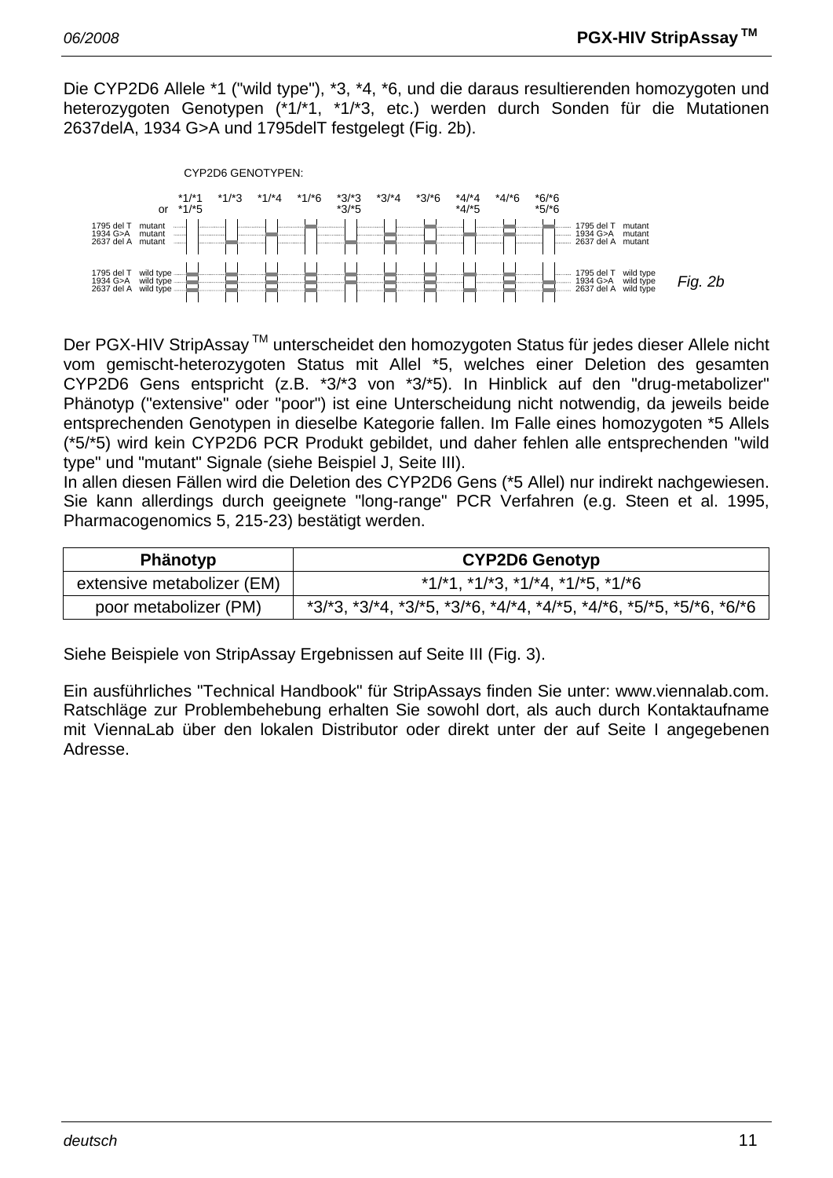Die CYP2D6 Allele *1 ("wild type"), *3, *4, *6, und die daraus resultierenden homozygoten und heterozygoten Genotypen (*1/*1, *1/*3, etc.) werden durch Sonden für die Mutationen 2637delA, 1934 G>A und 1795delT festgelegt (Fig. 2b).

CYP2D6 GENOTYPEN:

*1/*1 or *1/*5, *1/*3, *1/*4, *1/*6, *3/*3 *3/*5, *3/*4, *3/*6, *4/*4 *4/*5, *4/*6, *6/*6 *5/*6

1795 del T mutant, 1934 G>A mutant, 2637 del A mutant

1795 del T wild type, 1934 G>A wild type, 2637 del A wild type

*Fig. 2b*

Der PGX-HIV StripAssay™ unterscheidet den homozygoten Status für jedes dieser Allele nicht vom gemischt-heterozygoten Status mit Allel *5, welches einer Deletion des gesamten CYP2D6 Gens entspricht (z.B. *3/*3 von *3/*5). In Hinblick auf den "drug-metabolizer" Phänotyp ("extensive" oder "poor") ist eine Unterscheidung nicht notwendig, da jeweils beide entsprechenden Genotypen in dieselbe Kategorie fallen. Im Falle eines homozygoten *5 Allels (*5/*5) wird kein CYP2D6 PCR Produkt gebildet, und daher fehlen alle entsprechenden "wild type" und "mutant" Signale (siehe Beispiel J, Seite III).
In allen diesen Fällen wird die Deletion des CYP2D6 Gens (*5 Allel) nur indirekt nachgewiesen. Sie kann allerdings durch geeignete "long-range" PCR Verfahren (e.g. Steen et al. 1995, Pharmacogenomics 5, 215-23) bestätigt werden.

| Phänotyp | CYP2D6 Genotyp |
| --- | --- |
| extensive metabolizer (EM) | *1/*1, *1/*3, *1/*4, *1/*5, *1/*6 |
| poor metabolizer (PM) | *3/*3, *3/*4, *3/*5, *3/*6, *4/*4, *4/*5, *4/*6, *5/*5, *5/*6, *6/*6 |

Siehe Beispiele von StripAssay Ergebnissen auf Seite III (Fig. 3).

Ein ausführliches "Technical Handbook" für StripAssays finden Sie unter: www.viennalab.com. Ratschläge zur Problembehebung erhalten Sie sowohl dort, als auch durch Kontaktaufnahme mit ViennaLab über den lokalen Distributor oder direkt unter der auf Seite I angegebenen Adresse.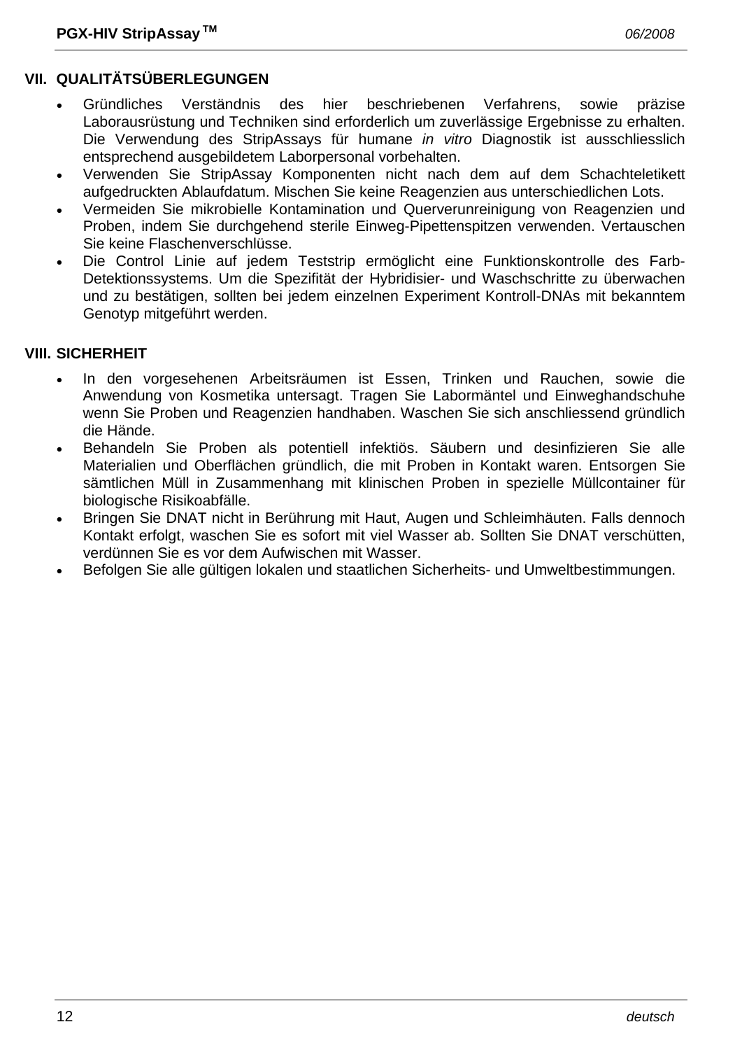## VII. QUALITÄTSÜBERLEGUNGEN

- Gründliches Verständnis des hier beschriebenen Verfahrens, sowie präzise Laborausrüstung und Techniken sind erforderlich um zuverlässige Ergebnisse zu erhalten. Die Verwendung des StripAssays für humane *in vitro* Diagnostik ist ausschliesslich entsprechend ausgebildetem Laborpersonal vorbehalten.
- Verwenden Sie StripAssay Komponenten nicht nach dem auf dem Schachteletikett aufgedruckten Ablaufdatum. Mischen Sie keine Reagenzien aus unterschiedlichen Lots.
- Vermeiden Sie mikrobielle Kontamination und Querverunreinigung von Reagenzien und Proben, indem Sie durchgehend sterile Einweg-Pipettenspitzen verwenden. Vertauschen Sie keine Flaschenverschlüsse.
- Die Control Linie auf jedem Teststrip ermöglicht eine Funktionskontrolle des Farb-Detektionssystems. Um die Spezifität der Hybridisier- und Waschschritte zu überwachen und zu bestätigen, sollten bei jedem einzelnen Experiment Kontroll-DNAs mit bekanntem Genotyp mitgeführt werden.

## VIII. SICHERHEIT

- In den vorgesehenen Arbeitsräumen ist Essen, Trinken und Rauchen, sowie die Anwendung von Kosmetika untersagt. Tragen Sie Labormäntel und Einweghandschuhe wenn Sie Proben und Reagenzien handhaben. Waschen Sie sich anschliessend gründlich die Hände.
- Behandeln Sie Proben als potentiell infektiös. Säubern und desinfizieren Sie alle Materialien und Oberflächen gründlich, die mit Proben in Kontakt waren. Entsorgen Sie sämtlichen Müll in Zusammenhang mit klinischen Proben in spezielle Müllcontainer für biologische Risikoabfälle.
- Bringen Sie DNAT nicht in Berührung mit Haut, Augen und Schleimhäuten. Falls dennoch Kontakt erfolgt, waschen Sie es sofort mit viel Wasser ab. Sollten Sie DNAT verschütten, verdünnen Sie es vor dem Aufwischen mit Wasser.
- Befolgen Sie alle gültigen lokalen und staatlichen Sicherheits- und Umweltbestimmungen.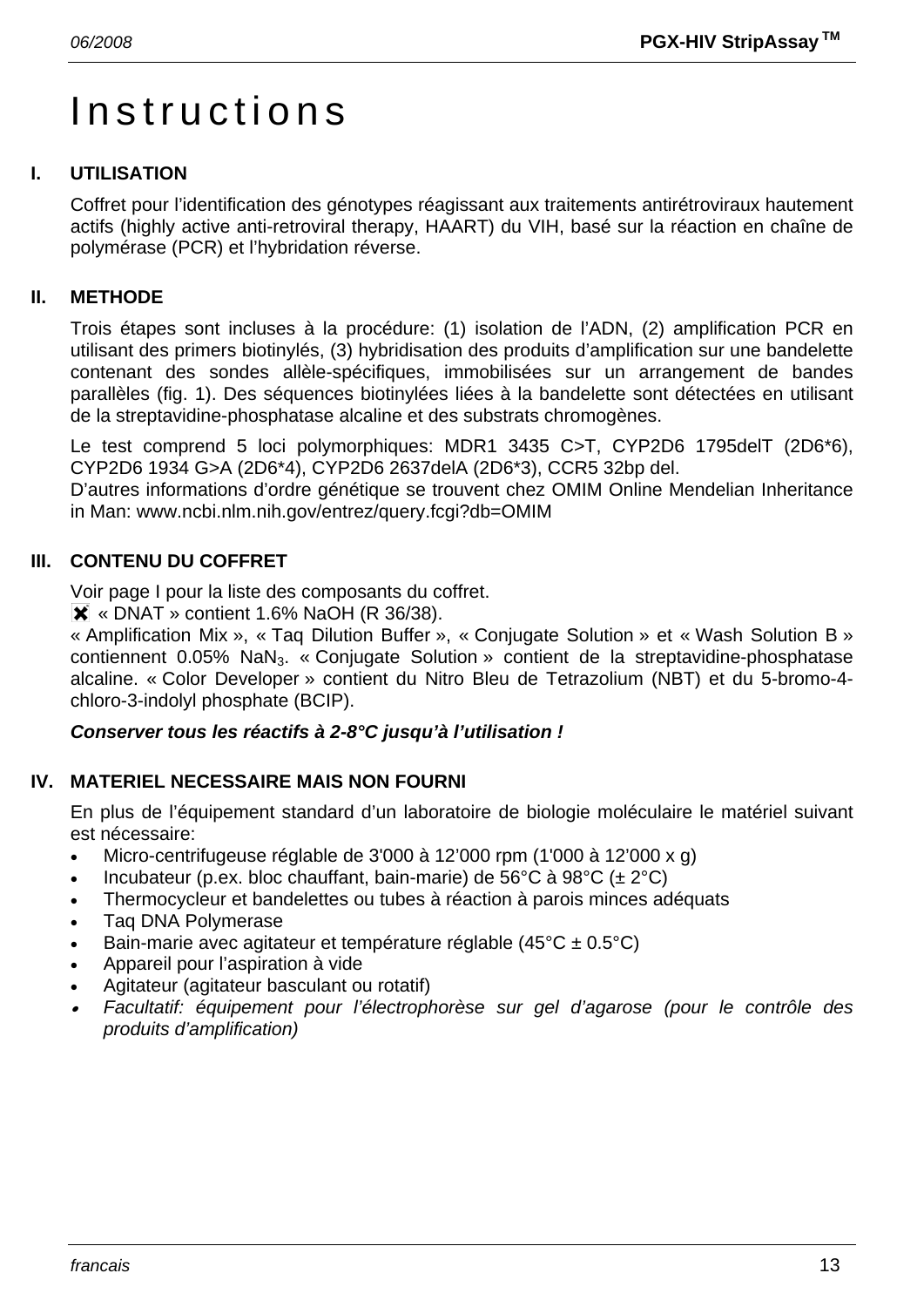# Instructions

## I. UTILISATION

Coffret pour l'identification des génotypes réagissant aux traitements antirétroviraux hautement actifs (highly active anti-retroviral therapy, HAART) du VIH, basé sur la réaction en chaîne de polymérase (PCR) et l'hybridation réverse.

## II. METHODE

Trois étapes sont incluses à la procédure: (1) isolation de l'ADN, (2) amplification PCR en utilisant des primers biotinylés, (3) hybridisation des produits d'amplification sur une bandelette contenant des sondes allèle-spécifiques, immobilisées sur un arrangement de bandes parallèles (fig. 1). Des séquences biotinylées liées à la bandelette sont détectées en utilisant de la streptavidine-phosphatase alcaline et des substrats chromogènes.

Le test comprend 5 loci polymorphiques: MDR1 3435 C>T, CYP2D6 1795delT (2D6*6), CYP2D6 1934 G>A (2D6*4), CYP2D6 2637delA (2D6*3), CCR5 32bp del.
D'autres informations d'ordre génétique se trouvent chez OMIM Online Mendelian Inheritance in Man: www.ncbi.nlm.nih.gov/entrez/query.fcgi?db=OMIM

## III. CONTENU DU COFFRET

Voir page I pour la liste des composants du coffret.
✖ « DNAT » contient 1.6% NaOH (R 36/38).
« Amplification Mix », « Taq Dilution Buffer », « Conjugate Solution » et « Wash Solution B » contiennent 0.05% $NaN_3$. « Conjugate Solution » contient de la streptavidine-phosphatase alcaline. « Color Developer » contient du Nitro Bleu de Tetrazolium (NBT) et du 5-bromo-4-chloro-3-indolyl phosphate (BCIP).

***Conserver tous les réactifs à 2-8°C jusqu'à l'utilisation !***

## IV. MATERIEL NECESSAIRE MAIS NON FOURNI

En plus de l'équipement standard d'un laboratoire de biologie moléculaire le matériel suivant est nécessaire:

- Micro-centrifugeuse réglable de 3'000 à 12'000 rpm (1'000 à 12'000 x g)
- Incubateur (p.ex. bloc chauffant, bain-marie) de 56°C à 98°C (± 2°C)
- Thermocycleur et bandelettes ou tubes à réaction à parois minces adéquats
- Taq DNA Polymerase
- Bain-marie avec agitateur et température réglable (45°C ± 0.5°C)
- Appareil pour l'aspiration à vide
- Agitateur (agitateur basculant ou rotatif)
- *Facultatif: équipement pour l'électrophorèse sur gel d'agarose (pour le contrôle des produits d'amplification)*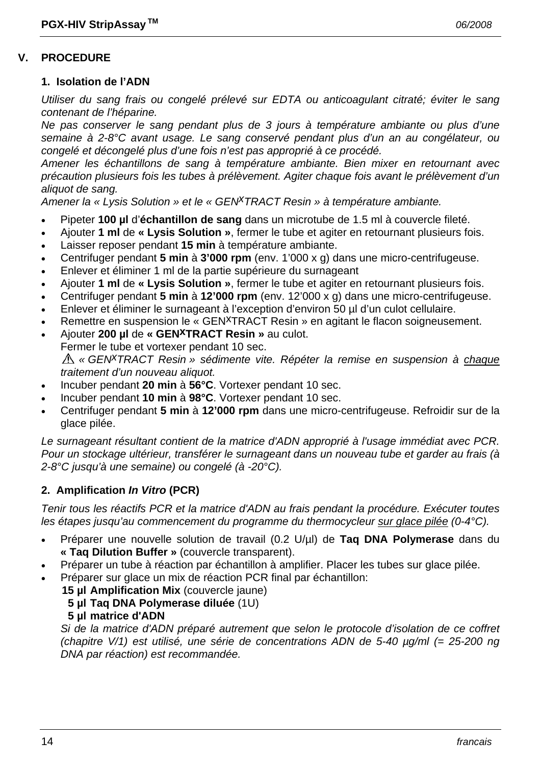## V. PROCEDURE

### 1. Isolation de l'ADN

*Utiliser du sang frais ou congelé prélevé sur EDTA ou anticoagulant citraté; éviter le sang contenant de l'héparine.*
*Ne pas conserver le sang pendant plus de 3 jours à température ambiante ou plus d'une semaine à 2-8°C avant usage. Le sang conservé pendant plus d'un an au congélateur, ou congelé et décongelé plus d'une fois n'est pas approprié à ce procédé.*
*Amener les échantillons de sang à température ambiante. Bien mixer en retournant avec précaution plusieurs fois les tubes à prélèvement. Agiter chaque fois avant le prélèvement d'un aliquot de sang.*
*Amener la « Lysis Solution » et le « GEN$^X$TRACT Resin » à température ambiante.*

- Pipeter **100 µl** d'**échantillon de sang** dans un microtube de 1.5 ml à couvercle fileté.
- Ajouter **1 ml** de **« Lysis Solution »**, fermer le tube et agiter en retournant plusieurs fois.
- Laisser reposer pendant **15 min** à température ambiante.
- Centrifuger pendant **5 min** à **3'000 rpm** (env. 1'000 x g) dans une micro-centrifugeuse.
- Enlever et éliminer 1 ml de la partie supérieure du surnageant
- Ajouter **1 ml** de **« Lysis Solution »**, fermer le tube et agiter en retournant plusieurs fois.
- Centrifuger pendant **5 min** à **12'000 rpm** (env. 12'000 x g) dans une micro-centrifugeuse.
- Enlever et éliminer le surnageant à l'exception d'environ 50 µl d'un culot cellulaire.
- Remettre en suspension le « GEN$^X$TRACT Resin » en agitant le flacon soigneusement.
- Ajouter **200 µl** de **« GEN$^X$TRACT Resin »** au culot.
  Fermer le tube et vortexer pendant 10 sec.
  ⚠ *« GEN$^X$TRACT Resin » sédimente vite. Répéter la remise en suspension à chaque traitement d'un nouveau aliquot.*
- Incuber pendant **20 min** à **56°C**. Vortexer pendant 10 sec.
- Incuber pendant **10 min** à **98°C**. Vortexer pendant 10 sec.
- Centrifuger pendant **5 min** à **12'000 rpm** dans une micro-centrifugeuse. Refroidir sur de la glace pilée.

*Le surnageant résultant contient de la matrice d'ADN approprié à l'usage immédiat avec PCR. Pour un stockage ultérieur, transférer le surnageant dans un nouveau tube et garder au frais (à 2-8°C jusqu'à une semaine) ou congelé (à -20°C).*

### 2. Amplification *In Vitro* (PCR)

*Tenir tous les réactifs PCR et la matrice d'ADN au frais pendant la procédure. Exécuter toutes les étapes jusqu'au commencement du programme du thermocycleur sur glace pilée (0-4°C).*

- Préparer une nouvelle solution de travail (0.2 U/µl) de **Taq DNA Polymerase** dans du **« Taq Dilution Buffer »** (couvercle transparent).
- Préparer un tube à réaction par échantillon à amplifier. Placer les tubes sur glace pilée.
- Préparer sur glace un mix de réaction PCR final par échantillon:
  **15 µl Amplification Mix** (couvercle jaune)
  **5 µl Taq DNA Polymerase diluée** (1U)
  **5 µl matrice d'ADN**
  *Si de la matrice d'ADN préparé autrement que selon le protocole d'isolation de ce coffret (chapitre V/1) est utilisé, une série de concentrations ADN de 5-40 µg/ml (= 25-200 ng DNA par réaction) est recommandée.*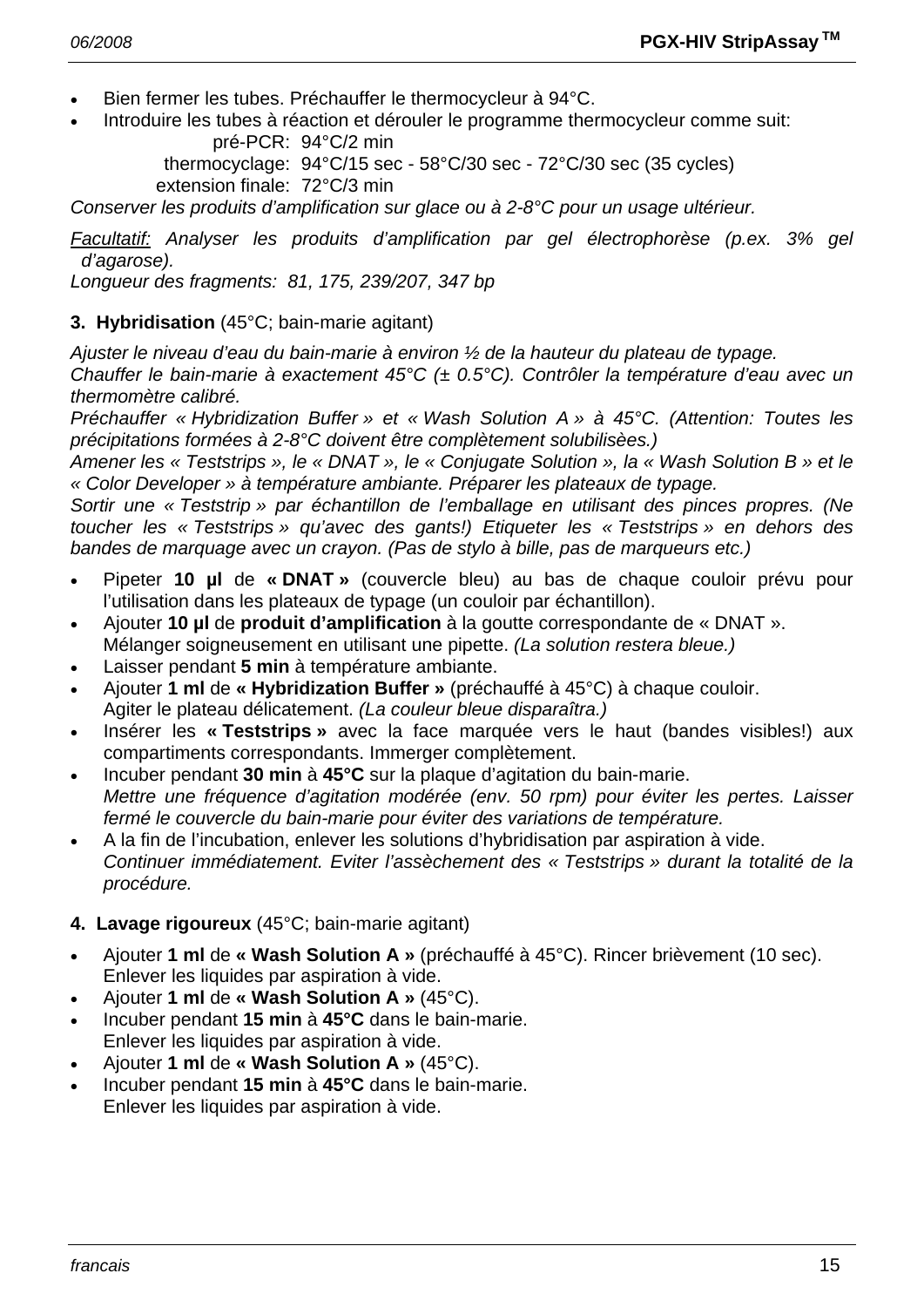- Bien fermer les tubes. Préchauffer le thermocycleur à 94°C.
- Introduire les tubes à réaction et dérouler le programme thermocycleur comme suit:

| | |
|---|---|
| pré-PCR: | 94°C/2 min |
| thermocyclage: | 94°C/15 sec - 58°C/30 sec - 72°C/30 sec (35 cycles) |
| extension finale: | 72°C/3 min |

*Conserver les produits d'amplification sur glace ou à 2-8°C pour un usage ultérieur.*

*Facultatif: Analyser les produits d'amplification par gel électrophorèse (p.ex. 3% gel d'agarose).*
*Longueur des fragments: 81, 175, 239/207, 347 bp*

**3. Hybridisation** (45°C; bain-marie agitant)

*Ajuster le niveau d'eau du bain-marie à environ ½ de la hauteur du plateau de typage.*
*Chauffer le bain-marie à exactement 45°C (± 0.5°C). Contrôler la température d'eau avec un thermomètre calibré.*
*Préchauffer « Hybridization Buffer » et « Wash Solution A » à 45°C. (Attention: Toutes les précipitations formées à 2-8°C doivent être complètement solubilisèes.)*
*Amener les « Teststrips », le « DNAT », le « Conjugate Solution », la « Wash Solution B » et le « Color Developer » à température ambiante. Préparer les plateaux de typage.*
*Sortir une « Teststrip » par échantillon de l'emballage en utilisant des pinces propres. (Ne toucher les « Teststrips » qu'avec des gants!) Etiqueter les « Teststrips » en dehors des bandes de marquage avec un crayon. (Pas de stylo à bille, pas de marqueurs etc.)*

- Pipeter **10 µl** de **« DNAT »** (couvercle bleu) au bas de chaque couloir prévu pour l'utilisation dans les plateaux de typage (un couloir par échantillon).
- Ajouter **10 µl** de **produit d'amplification** à la goutte correspondante de « DNAT ». Mélanger soigneusement en utilisant une pipette. *(La solution restera bleue.)*
- Laisser pendant **5 min** à température ambiante.
- Ajouter **1 ml** de **« Hybridization Buffer »** (préchauffé à 45°C) à chaque couloir. Agiter le plateau délicatement. *(La couleur bleue disparaîtra.)*
- Insérer les **« Teststrips »** avec la face marquée vers le haut (bandes visibles!) aux compartiments correspondants. Immerger complètement.
- Incuber pendant **30 min** à **45°C** sur la plaque d'agitation du bain-marie. *Mettre une fréquence d'agitation modérée (env. 50 rpm) pour éviter les pertes. Laisser fermé le couvercle du bain-marie pour éviter des variations de température.*
- A la fin de l'incubation, enlever les solutions d'hybridisation par aspiration à vide. *Continuer immédiatement. Eviter l'assèchement des « Teststrips » durant la totalité de la procédure.*

**4. Lavage rigoureux** (45°C; bain-marie agitant)

- Ajouter **1 ml** de **« Wash Solution A »** (préchauffé à 45°C). Rincer brièvement (10 sec). Enlever les liquides par aspiration à vide.
- Ajouter **1 ml** de **« Wash Solution A »** (45°C).
- Incuber pendant **15 min** à **45°C** dans le bain-marie. Enlever les liquides par aspiration à vide.
- Ajouter **1 ml** de **« Wash Solution A »** (45°C).
- Incuber pendant **15 min** à **45°C** dans le bain-marie. Enlever les liquides par aspiration à vide.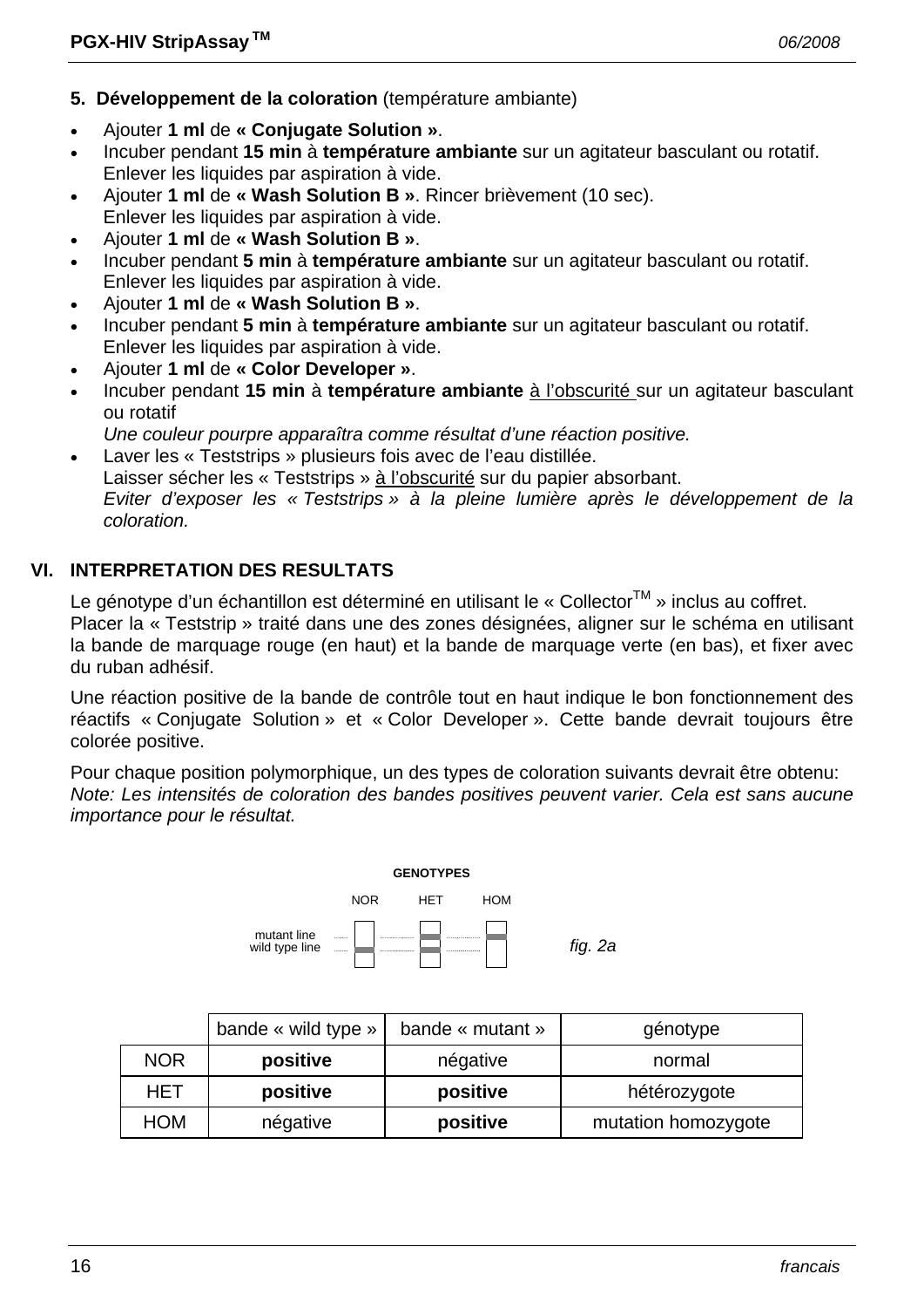**5. Développement de la coloration** (température ambiante)

- Ajouter **1 ml** de **« Conjugate Solution »**.
- Incuber pendant **15 min** à **température ambiante** sur un agitateur basculant ou rotatif. Enlever les liquides par aspiration à vide.
- Ajouter **1 ml** de **« Wash Solution B »**. Rincer brièvement (10 sec). Enlever les liquides par aspiration à vide.
- Ajouter **1 ml** de **« Wash Solution B »**.
- Incuber pendant **5 min** à **température ambiante** sur un agitateur basculant ou rotatif. Enlever les liquides par aspiration à vide.
- Ajouter **1 ml** de **« Wash Solution B »**.
- Incuber pendant **5 min** à **température ambiante** sur un agitateur basculant ou rotatif. Enlever les liquides par aspiration à vide.
- Ajouter **1 ml** de **« Color Developer »**.
- Incuber pendant **15 min** à **température ambiante** à l'obscurité sur un agitateur basculant ou rotatif
  *Une couleur pourpre apparaîtra comme résultat d'une réaction positive.*
- Laver les « Teststrips » plusieurs fois avec de l'eau distillée.
  Laisser sécher les « Teststrips » à l'obscurité sur du papier absorbant.
  *Eviter d'exposer les « Teststrips » à la pleine lumière après le développement de la coloration.*

## VI. INTERPRETATION DES RESULTATS

Le génotype d'un échantillon est déterminé en utilisant le « Collector™ » inclus au coffret. Placer la « Teststrip » traité dans une des zones désignées, aligner sur le schéma en utilisant la bande de marquage rouge (en haut) et la bande de marquage verte (en bas), et fixer avec du ruban adhésif.

Une réaction positive de la bande de contrôle tout en haut indique le bon fonctionnement des réactifs « Conjugate Solution » et « Color Developer ». Cette bande devrait toujours être colorée positive.

Pour chaque position polymorphique, un des types de coloration suivants devrait être obtenu:
*Note: Les intensités de coloration des bandes positives peuvent varier. Cela est sans aucune importance pour le résultat.*

GENOTYPES

NOR HET HOM

mutant line
wild type line

*fig. 2a*

| | bande « wild type » | bande « mutant » | génotype |
|---|---|---|---|
| NOR | **positive** | négative | normal |
| HET | **positive** | **positive** | hétérozygote |
| HOM | négative | **positive** | mutation homozygote |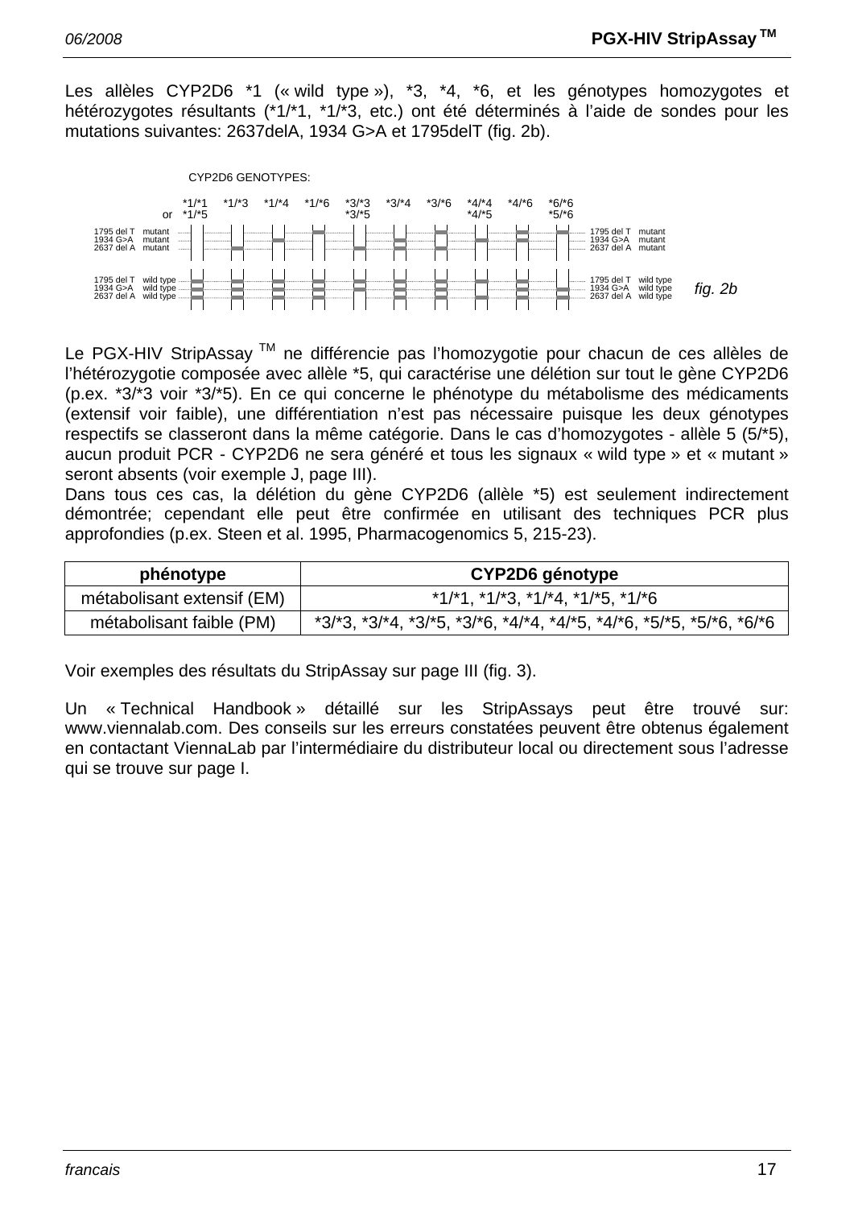Les allèles CYP2D6 *1 (« wild type »), *3, *4, *6, et les génotypes homozygotes et hétérozygotes résultants (*1/*1, *1/*3, etc.) ont été déterminés à l'aide de sondes pour les mutations suivantes: 2637delA, 1934 G>A et 1795delT (fig. 2b).

CYP2D6 GENOTYPES:

| | *1/*1 or *1/*5 | *1/*3 | *1/*4 | *1/*6 | *3/*3 *3/*5 | *3/*4 | *3/*6 | *4/*4 *4/*5 | *4/*6 | *6/*6 *5/*6 | |
|---|---|---|---|---|---|---|---|---|---|---|---|
| 1795 del T mutant<br>1934 G>A mutant<br>2637 del A mutant | | | | | | | | | | | 1795 del T mutant<br>1934 G>A mutant<br>2637 del A mutant |
| 1795 del T wild type<br>1934 G>A wild type<br>2637 del A wild type | | | | | | | | | | | 1795 del T wild type<br>1934 G>A wild type<br>2637 del A wild type |

*fig. 2b*

Le PGX-HIV StripAssay TM ne différencie pas l'homozygotie pour chacun de ces allèles de l'hétérozygotie composée avec allèle *5, qui caractérise une délétion sur tout le gène CYP2D6 (p.ex. *3/*3 voir *3/*5). En ce qui concerne le phénotype du métabolisme des médicaments (extensif voir faible), une différentiation n'est pas nécessaire puisque les deux génotypes respectifs se classeront dans la même catégorie. Dans le cas d'homozygotes - allèle 5 (5/*5), aucun produit PCR - CYP2D6 ne sera généré et tous les signaux « wild type » et « mutant » seront absents (voir exemple J, page III).

Dans tous ces cas, la délétion du gène CYP2D6 (allèle *5) est seulement indirectement démontrée; cependant elle peut être confirmée en utilisant des techniques PCR plus approfondies (p.ex. Steen et al. 1995, Pharmacogenomics 5, 215-23).

| phénotype | CYP2D6 génotype |
|---|---|
| métabolisant extensif (EM) | *1/*1, *1/*3, *1/*4, *1/*5, *1/*6 |
| métabolisant faible (PM) | *3/*3, *3/*4, *3/*5, *3/*6, *4/*4, *4/*5, *4/*6, *5/*5, *5/*6, *6/*6 |

Voir exemples des résultats du StripAssay sur page III (fig. 3).

Un « Technical Handbook » détaillé sur les StripAssays peut être trouvé sur: www.viennalab.com. Des conseils sur les erreurs constatées peuvent être obtenus également en contactant ViennaLab par l'intermédiaire du distributeur local ou directement sous l'adresse qui se trouve sur page I.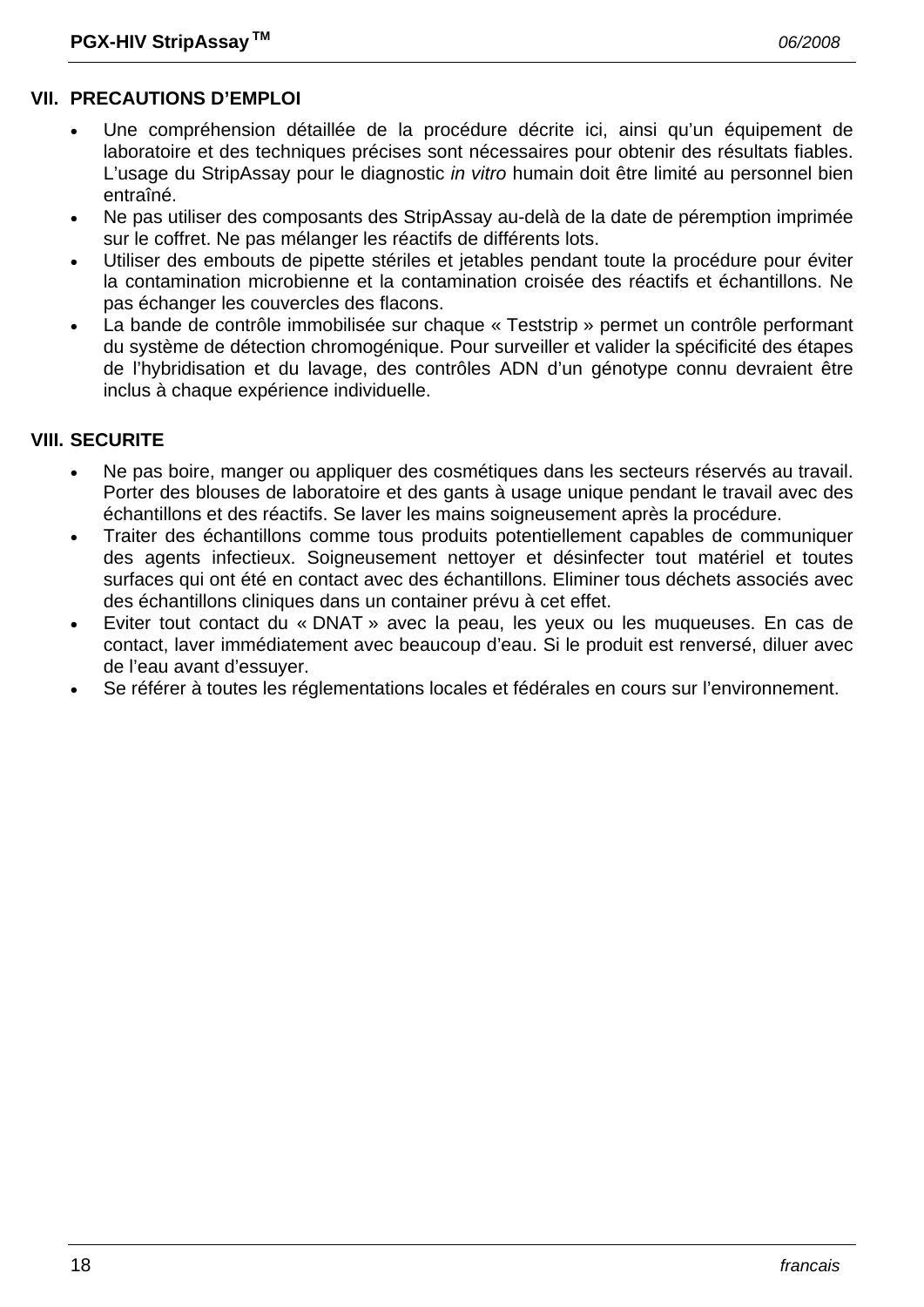## VII. PRECAUTIONS D'EMPLOI

- Une compréhension détaillée de la procédure décrite ici, ainsi qu'un équipement de laboratoire et des techniques précises sont nécessaires pour obtenir des résultats fiables. L'usage du StripAssay pour le diagnostic *in vitro* humain doit être limité au personnel bien entraîné.
- Ne pas utiliser des composants des StripAssay au-delà de la date de péremption imprimée sur le coffret. Ne pas mélanger les réactifs de différents lots.
- Utiliser des embouts de pipette stériles et jetables pendant toute la procédure pour éviter la contamination microbienne et la contamination croisée des réactifs et échantillons. Ne pas échanger les couvercles des flacons.
- La bande de contrôle immobilisée sur chaque « Teststrip » permet un contrôle performant du système de détection chromogénique. Pour surveiller et valider la spécificité des étapes de l'hybridisation et du lavage, des contrôles ADN d'un génotype connu devraient être inclus à chaque expérience individuelle.

## VIII. SECURITE

- Ne pas boire, manger ou appliquer des cosmétiques dans les secteurs réservés au travail. Porter des blouses de laboratoire et des gants à usage unique pendant le travail avec des échantillons et des réactifs. Se laver les mains soigneusement après la procédure.
- Traiter des échantillons comme tous produits potentiellement capables de communiquer des agents infectieux. Soigneusement nettoyer et désinfecter tout matériel et toutes surfaces qui ont été en contact avec des échantillons. Eliminer tous déchets associés avec des échantillons cliniques dans un container prévu à cet effet.
- Eviter tout contact du « DNAT » avec la peau, les yeux ou les muqueuses. En cas de contact, laver immédiatement avec beaucoup d'eau. Si le produit est renversé, diluer avec de l'eau avant d'essuyer.
- Se référer à toutes les réglementations locales et fédérales en cours sur l'environnement.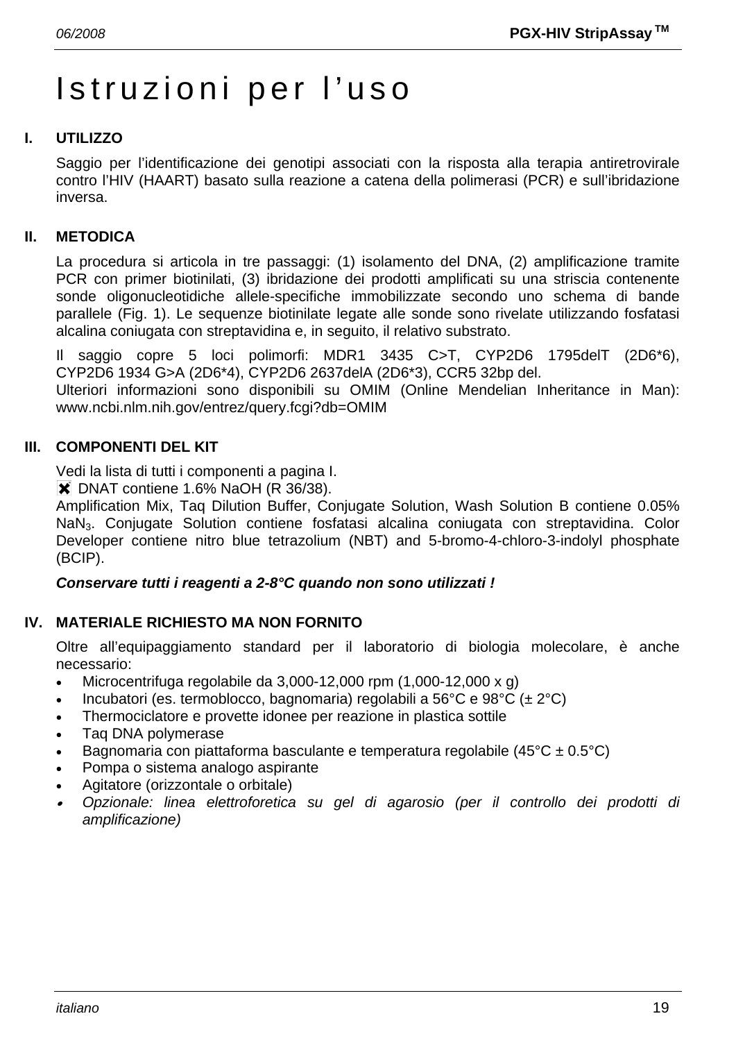# Istruzioni per l'uso

## I. UTILIZZO

Saggio per l'identificazione dei genotipi associati con la risposta alla terapia antiretrovirale contro l'HIV (HAART) basato sulla reazione a catena della polimerasi (PCR) e sull'ibridazione inversa.

## II. METODICA

La procedura si articola in tre passaggi: (1) isolamento del DNA, (2) amplificazione tramite PCR con primer biotinilati, (3) ibridazione dei prodotti amplificati su una striscia contenente sonde oligonucleotidiche allele-specifiche immobilizzate secondo uno schema di bande parallele (Fig. 1). Le sequenze biotinilate legate alle sonde sono rivelate utilizzando fosfatasi alcalina coniugata con streptavidina e, in seguito, il relativo substrato.

Il saggio copre 5 loci polimorfi: MDR1 3435 C>T, CYP2D6 1795delT (2D6*6), CYP2D6 1934 G>A (2D6*4), CYP2D6 2637delA (2D6*3), CCR5 32bp del.
Ulteriori informazioni sono disponibili su OMIM (Online Mendelian Inheritance in Man): www.ncbi.nlm.nih.gov/entrez/query.fcgi?db=OMIM

## III. COMPONENTI DEL KIT

Vedi la lista di tutti i componenti a pagina I.
✖ DNAT contiene 1.6% NaOH (R 36/38).
Amplification Mix, Taq Dilution Buffer, Conjugate Solution, Wash Solution B contiene 0.05% $NaN_3$. Conjugate Solution contiene fosfatasi alcalina coniugata con streptavidina. Color Developer contiene nitro blue tetrazolium (NBT) and 5-bromo-4-chloro-3-indolyl phosphate (BCIP).

***Conservare tutti i reagenti a 2-8°C quando non sono utilizzati !***

## IV. MATERIALE RICHIESTO MA NON FORNITO

Oltre all'equipaggiamento standard per il laboratorio di biologia molecolare, è anche necessario:

- Microcentrifuga regolabile da 3,000-12,000 rpm (1,000-12,000 x g)
- Incubatori (es. termoblocco, bagnomaria) regolabili a 56°C e 98°C (± 2°C)
- Thermociclatore e provette idonee per reazione in plastica sottile
- Taq DNA polymerase
- Bagnomaria con piattaforma basculante e temperatura regolabile (45°C ± 0.5°C)
- Pompa o sistema analogo aspirante
- Agitatore (orizzontale o orbitale)
- *Opzionale: linea elettroforetica su gel di agarosio (per il controllo dei prodotti di amplificazione)*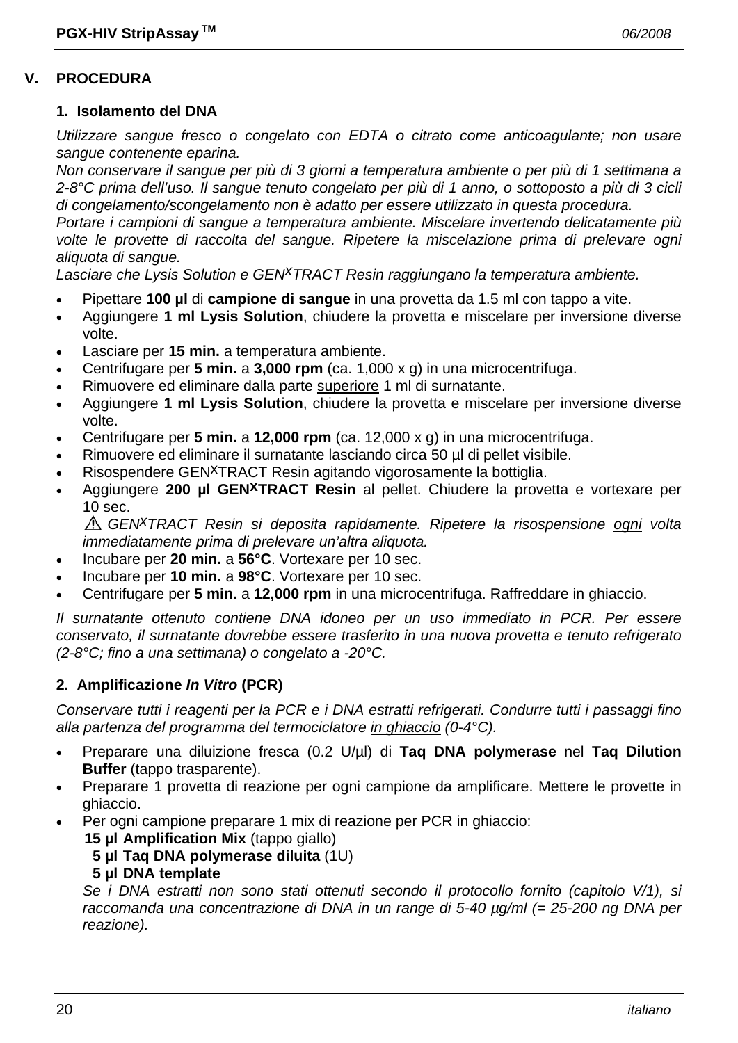## V. PROCEDURA

### 1. Isolamento del DNA

*Utilizzare sangue fresco o congelato con EDTA o citrato come anticoagulante; non usare sangue contenente eparina.*
*Non conservare il sangue per più di 3 giorni a temperatura ambiente o per più di 1 settimana a 2-8°C prima dell'uso. Il sangue tenuto congelato per più di 1 anno, o sottoposto a più di 3 cicli di congelamento/scongelamento non è adatto per essere utilizzato in questa procedura.*
*Portare i campioni di sangue a temperatura ambiente. Miscelare invertendo delicatamente più volte le provette di raccolta del sangue. Ripetere la miscelazione prima di prelevare ogni aliquota di sangue.*
*Lasciare che Lysis Solution e GEN$^X$TRACT Resin raggiungano la temperatura ambiente.*

- Pipettare **100 µl** di **campione di sangue** in una provetta da 1.5 ml con tappo a vite.
- Aggiungere **1 ml Lysis Solution**, chiudere la provetta e miscelare per inversione diverse volte.
- Lasciare per **15 min.** a temperatura ambiente.
- Centrifugare per **5 min.** a **3,000 rpm** (ca. 1,000 x g) in una microcentrifuga.
- Rimuovere ed eliminare dalla parte superiore 1 ml di surnatante.
- Aggiungere **1 ml Lysis Solution**, chiudere la provetta e miscelare per inversione diverse volte.
- Centrifugare per **5 min.** a **12,000 rpm** (ca. 12,000 x g) in una microcentrifuga.
- Rimuovere ed eliminare il surnatante lasciando circa 50 µl di pellet visibile.
- Risospendere GEN$^X$TRACT Resin agitando vigorosamente la bottiglia.
- Aggiungere **200 µl GEN$^X$TRACT Resin** al pellet. Chiudere la provetta e vortexare per 10 sec.
  ⚠ *GEN$^X$TRACT Resin si deposita rapidamente. Ripetere la risospensione ogni volta immediatamente prima di prelevare un'altra aliquota.*
- Incubare per **20 min.** a **56°C**. Vortexare per 10 sec.
- Incubare per **10 min.** a **98°C**. Vortexare per 10 sec.
- Centrifugare per **5 min.** a **12,000 rpm** in una microcentrifuga. Raffreddare in ghiaccio.

*Il surnatante ottenuto contiene DNA idoneo per un uso immediato in PCR. Per essere conservato, il surnatante dovrebbe essere trasferito in una nuova provetta e tenuto refrigerato (2-8°C; fino a una settimana) o congelato a -20°C.*

### 2. Amplificazione *In Vitro* (PCR)

*Conservare tutti i reagenti per la PCR e i DNA estratti refrigerati. Condurre tutti i passaggi fino alla partenza del programma del termociclatore in ghiaccio (0-4°C).*

- Preparare una diluizione fresca (0.2 U/µl) di **Taq DNA polymerase** nel **Taq Dilution Buffer** (tappo trasparente).
- Preparare 1 provetta di reazione per ogni campione da amplificare. Mettere le provette in ghiaccio.
- Per ogni campione preparare 1 mix di reazione per PCR in ghiaccio:
  **15 µl Amplification Mix** (tappo giallo)
  **5 µl Taq DNA polymerase diluita** (1U)
  **5 µl DNA template**
  *Se i DNA estratti non sono stati ottenuti secondo il protocollo fornito (capitolo V/1), si raccomanda una concentrazione di DNA in un range di 5-40 µg/ml (= 25-200 ng DNA per reazione).*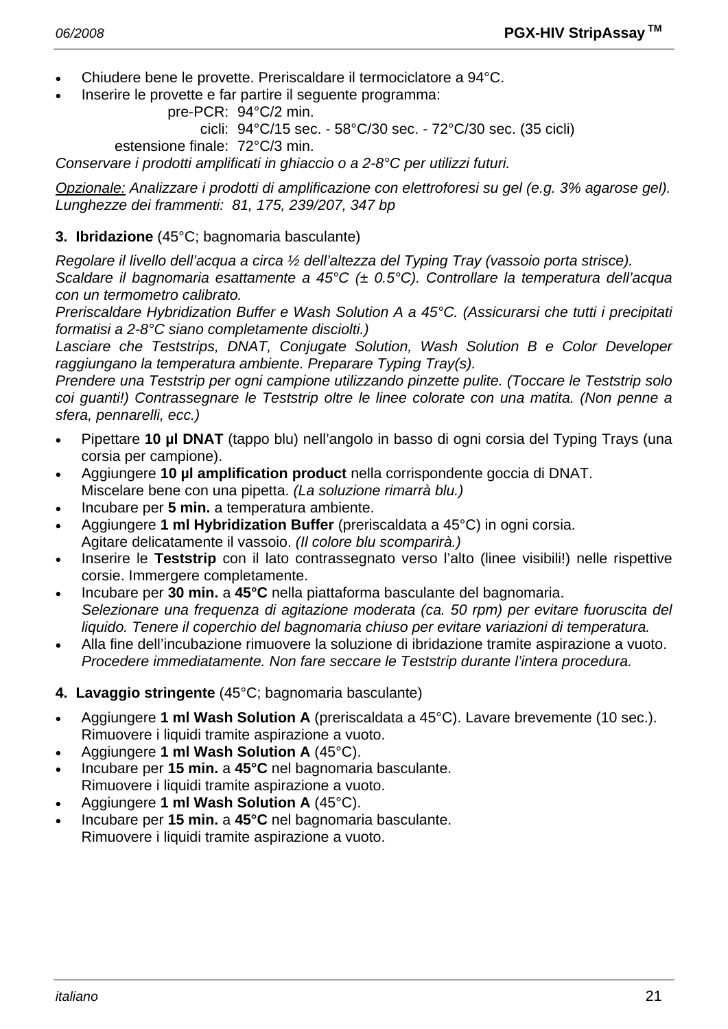- Chiudere bene le provette. Preriscaldare il termociclatore a 94°C.
- Inserire le provette e far partire il seguente programma:

  pre-PCR: 94°C/2 min.
  cicli: 94°C/15 sec. - 58°C/30 sec. - 72°C/30 sec. (35 cicli)
  estensione finale: 72°C/3 min.

*Conservare i prodotti amplificati in ghiaccio o a 2-8°C per utilizzi futuri.*

*Opzionale: Analizzare i prodotti di amplificazione con elettroforesi su gel (e.g. 3% agarose gel). Lunghezze dei frammenti: 81, 175, 239/207, 347 bp*

**3. Ibridazione** (45°C; bagnomaria basculante)

*Regolare il livello dell'acqua a circa ½ dell'altezza del Typing Tray (vassoio porta strisce). Scaldare il bagnomaria esattamente a 45°C (± 0.5°C). Controllare la temperatura dell'acqua con un termometro calibrato.*
*Preriscaldare Hybridization Buffer e Wash Solution A a 45°C. (Assicurarsi che tutti i precipitati formatisi a 2-8°C siano completamente disciolti.)*
*Lasciare che Teststrips, DNAT, Conjugate Solution, Wash Solution B e Color Developer raggiungano la temperatura ambiente. Preparare Typing Tray(s).*
*Prendere una Teststrip per ogni campione utilizzando pinzette pulite. (Toccare le Teststrip solo coi guanti!) Contrassegnare le Teststrip oltre le linee colorate con una matita. (Non penne a sfera, pennarelli, ecc.)*

- Pipettare **10 µl DNAT** (tappo blu) nell'angolo in basso di ogni corsia del Typing Trays (una corsia per campione).
- Aggiungere **10 µl amplification product** nella corrispondente goccia di DNAT. Miscelare bene con una pipetta. *(La soluzione rimarrà blu.)*
- Incubare per **5 min.** a temperatura ambiente.
- Aggiungere **1 ml Hybridization Buffer** (preriscaldata a 45°C) in ogni corsia. Agitare delicatamente il vassoio. *(Il colore blu scomparirà.)*
- Inserire le **Teststrip** con il lato contrassegnato verso l'alto (linee visibili!) nelle rispettive corsie. Immergere completamente.
- Incubare per **30 min.** a **45°C** nella piattaforma basculante del bagnomaria. *Selezionare una frequenza di agitazione moderata (ca. 50 rpm) per evitare fuoruscita del liquido. Tenere il coperchio del bagnomaria chiuso per evitare variazioni di temperatura.*
- Alla fine dell'incubazione rimuovere la soluzione di ibridazione tramite aspirazione a vuoto. *Procedere immediatamente. Non fare seccare le Teststrip durante l'intera procedura.*

**4. Lavaggio stringente** (45°C; bagnomaria basculante)

- Aggiungere **1 ml Wash Solution A** (preriscaldata a 45°C). Lavare brevemente (10 sec.). Rimuovere i liquidi tramite aspirazione a vuoto.
- Aggiungere **1 ml Wash Solution A** (45°C).
- Incubare per **15 min.** a **45°C** nel bagnomaria basculante. Rimuovere i liquidi tramite aspirazione a vuoto.
- Aggiungere **1 ml Wash Solution A** (45°C).
- Incubare per **15 min.** a **45°C** nel bagnomaria basculante. Rimuovere i liquidi tramite aspirazione a vuoto.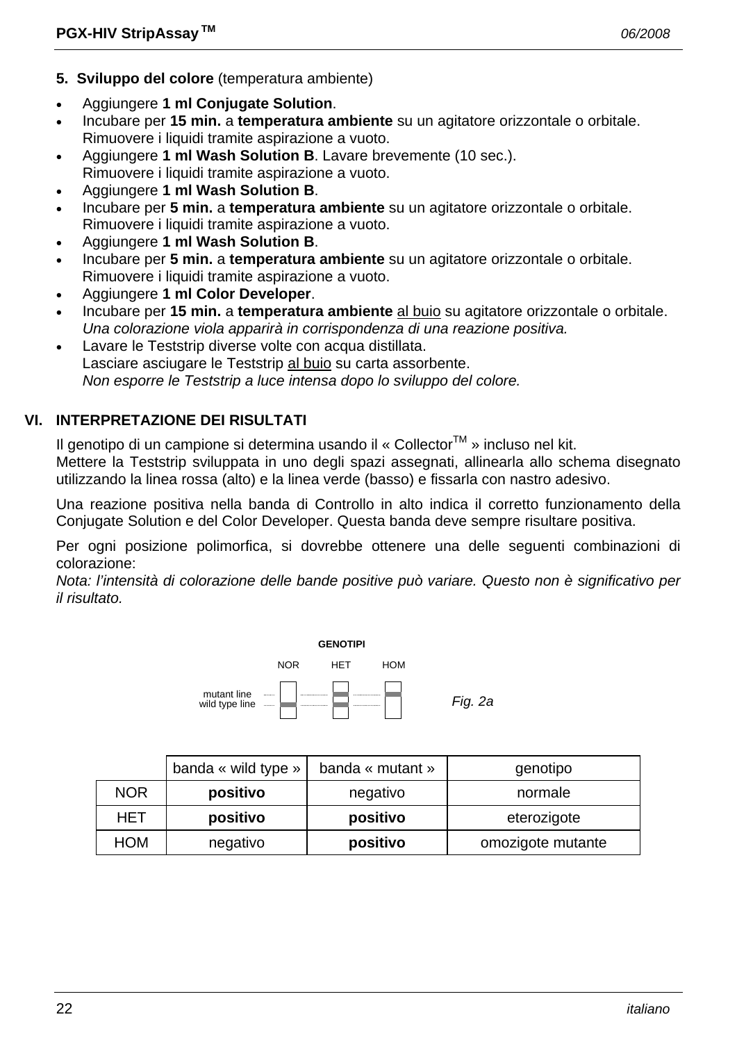### 5. **Sviluppo del colore** (temperatura ambiente)

- Aggiungere **1 ml Conjugate Solution**.
- Incubare per **15 min.** a **temperatura ambiente** su un agitatore orizzontale o orbitale. Rimuovere i liquidi tramite aspirazione a vuoto.
- Aggiungere **1 ml Wash Solution B**. Lavare brevemente (10 sec.). Rimuovere i liquidi tramite aspirazione a vuoto.
- Aggiungere **1 ml Wash Solution B**.
- Incubare per **5 min.** a **temperatura ambiente** su un agitatore orizzontale o orbitale. Rimuovere i liquidi tramite aspirazione a vuoto.
- Aggiungere **1 ml Wash Solution B**.
- Incubare per **5 min.** a **temperatura ambiente** su un agitatore orizzontale o orbitale. Rimuovere i liquidi tramite aspirazione a vuoto.
- Aggiungere **1 ml Color Developer**.
- Incubare per **15 min.** a **temperatura ambiente** al buio su agitatore orizzontale o orbitale. *Una colorazione viola apparirà in corrispondenza di una reazione positiva.*
- Lavare le Teststrip diverse volte con acqua distillata. Lasciare asciugare le Teststrip al buio su carta assorbente. *Non esporre le Teststrip a luce intensa dopo lo sviluppo del colore.*

## VI. INTERPRETAZIONE DEI RISULTATI

Il genotipo di un campione si determina usando il « Collector™ » incluso nel kit. Mettere la Teststrip sviluppata in uno degli spazi assegnati, allinearla allo schema disegnato utilizzando la linea rossa (alto) e la linea verde (basso) e fissarla con nastro adesivo.

Una reazione positiva nella banda di Controllo in alto indica il corretto funzionamento della Conjugate Solution e del Color Developer. Questa banda deve sempre risultare positiva.

Per ogni posizione polimorfica, si dovrebbe ottenere una delle seguenti combinazioni di colorazione:
*Nota: l'intensità di colorazione delle bande positive può variare. Questo non è significativo per il risultato.*

GENOTIPI

NOR HET HOM

mutant line
wild type line

*Fig. 2a*

| | banda « wild type » | banda « mutant » | genotipo |
|---|---|---|---|
| NOR | **positivo** | negativo | normale |
| HET | **positivo** | **positivo** | eterozigote |
| HOM | negativo | **positivo** | omozigote mutante |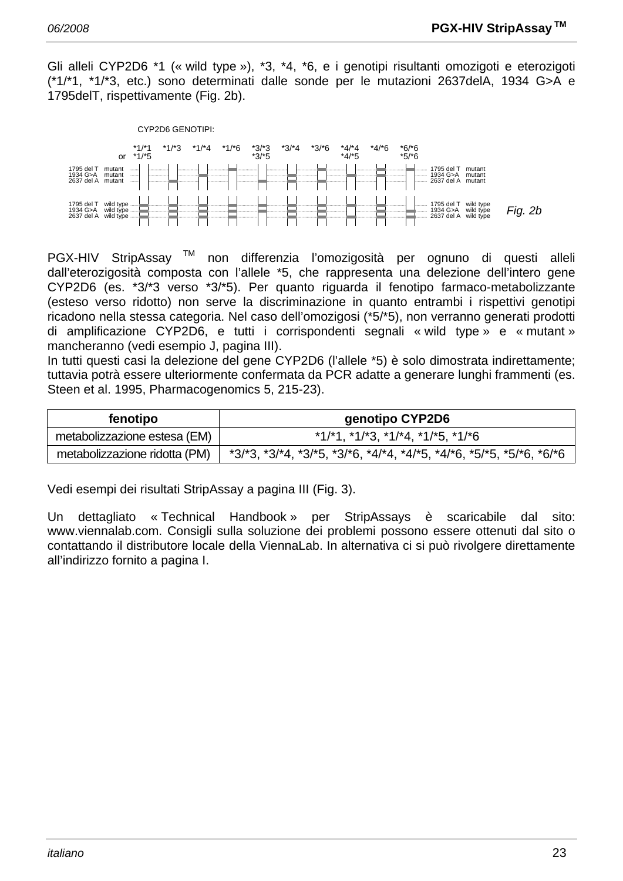Gli alleli CYP2D6 *1 (« wild type »), *3, *4, *6, e i genotipi risultanti omozigoti e eterozigoti (*1/*1, *1/*3, etc.) sono determinati dalle sonde per le mutazioni 2637delA, 1934 G>A e 1795delT, rispettivamente (Fig. 2b).

CYP2D6 GENOTIPI:

*1/*1 or *1/*5, *1/*3, *1/*4, *1/*6, *3/*3 *3/*5, *3/*4, *3/*6, *4/*4 *4/*5, *4/*6, *6/*6 *5/*6

1795 del T mutant
1934 G>A mutant
2637 del A mutant

1795 del T wild type
1934 G>A wild type
2637 del A wild type

*Fig. 2b*

PGX-HIV StripAssay ™ non differenzia l'omozigosità per ognuno di questi alleli dall'eterozigosità composta con l'allele *5, che rappresenta una delezione dell'intero gene CYP2D6 (es. *3/*3 verso *3/*5). Per quanto riguarda il fenotipo farmaco-metabolizzante (esteso verso ridotto) non serve la discriminazione in quanto entrambi i rispettivi genotipi ricadono nella stessa categoria. Nel caso dell'omozigosi (*5/*5), non verranno generati prodotti di amplificazione CYP2D6, e tutti i corrispondenti segnali « wild type » e « mutant » mancheranno (vedi esempio J, pagina III).
In tutti questi casi la delezione del gene CYP2D6 (l'allele *5) è solo dimostrata indirettamente; tuttavia potrà essere ulteriormente confermata da PCR adatte a generare lunghi frammenti (es. Steen et al. 1995, Pharmacogenomics 5, 215-23).

| fenotipo | genotipo CYP2D6 |
|---|---|
| metabolizzazione estesa (EM) | *1/*1, *1/*3, *1/*4, *1/*5, *1/*6 |
| metabolizzazione ridotta (PM) | *3/*3, *3/*4, *3/*5, *3/*6, *4/*4, *4/*5, *4/*6, *5/*5, *5/*6, *6/*6 |

Vedi esempi dei risultati StripAssay a pagina III (Fig. 3).

Un dettagliato « Technical Handbook » per StripAssays è scaricabile dal sito: www.viennalab.com. Consigli sulla soluzione dei problemi possono essere ottenuti dal sito o contattando il distributore locale della ViennaLab. In alternativa ci si può rivolgere direttamente all'indirizzo fornito a pagina I.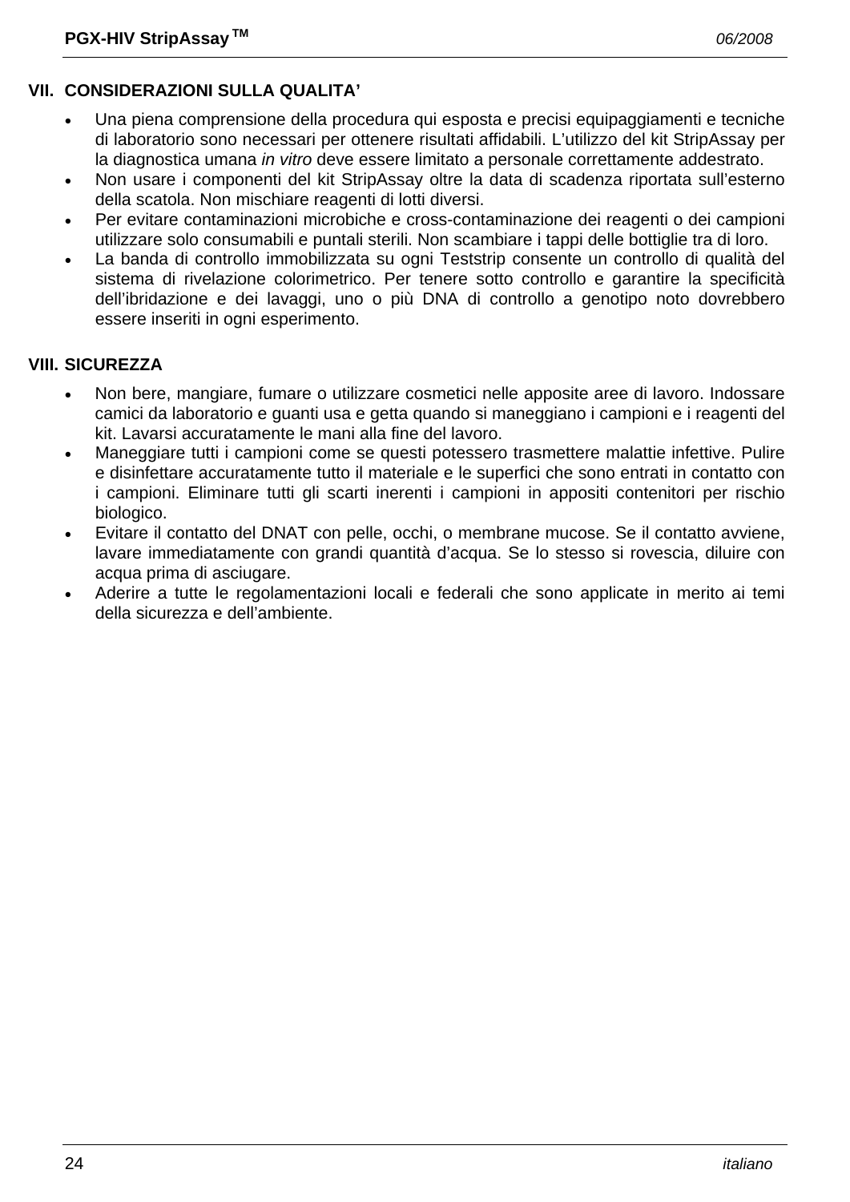## VII. CONSIDERAZIONI SULLA QUALITA'

- Una piena comprensione della procedura qui esposta e precisi equipaggiamenti e tecniche di laboratorio sono necessari per ottenere risultati affidabili. L'utilizzo del kit StripAssay per la diagnostica umana *in vitro* deve essere limitato a personale correttamente addestrato.
- Non usare i componenti del kit StripAssay oltre la data di scadenza riportata sull'esterno della scatola. Non mischiare reagenti di lotti diversi.
- Per evitare contaminazioni microbiche e cross-contaminazione dei reagenti o dei campioni utilizzare solo consumabili e puntali sterili. Non scambiare i tappi delle bottiglie tra di loro.
- La banda di controllo immobilizzata su ogni Teststrip consente un controllo di qualità del sistema di rivelazione colorimetrico. Per tenere sotto controllo e garantire la specificità dell'ibridazione e dei lavaggi, uno o più DNA di controllo a genotipo noto dovrebbero essere inseriti in ogni esperimento.

## VIII. SICUREZZA

- Non bere, mangiare, fumare o utilizzare cosmetici nelle apposite aree di lavoro. Indossare camici da laboratorio e guanti usa e getta quando si maneggiano i campioni e i reagenti del kit. Lavarsi accuratamente le mani alla fine del lavoro.
- Maneggiare tutti i campioni come se questi potessero trasmettere malattie infettive. Pulire e disinfettare accuratamente tutto il materiale e le superfici che sono entrati in contatto con i campioni. Eliminare tutti gli scarti inerenti i campioni in appositi contenitori per rischio biologico.
- Evitare il contatto del DNAT con pelle, occhi, o membrane mucose. Se il contatto avviene, lavare immediatamente con grandi quantità d'acqua. Se lo stesso si rovescia, diluire con acqua prima di asciugare.
- Aderire a tutte le regolamentazioni locali e federali che sono applicate in merito ai temi della sicurezza e dell'ambiente.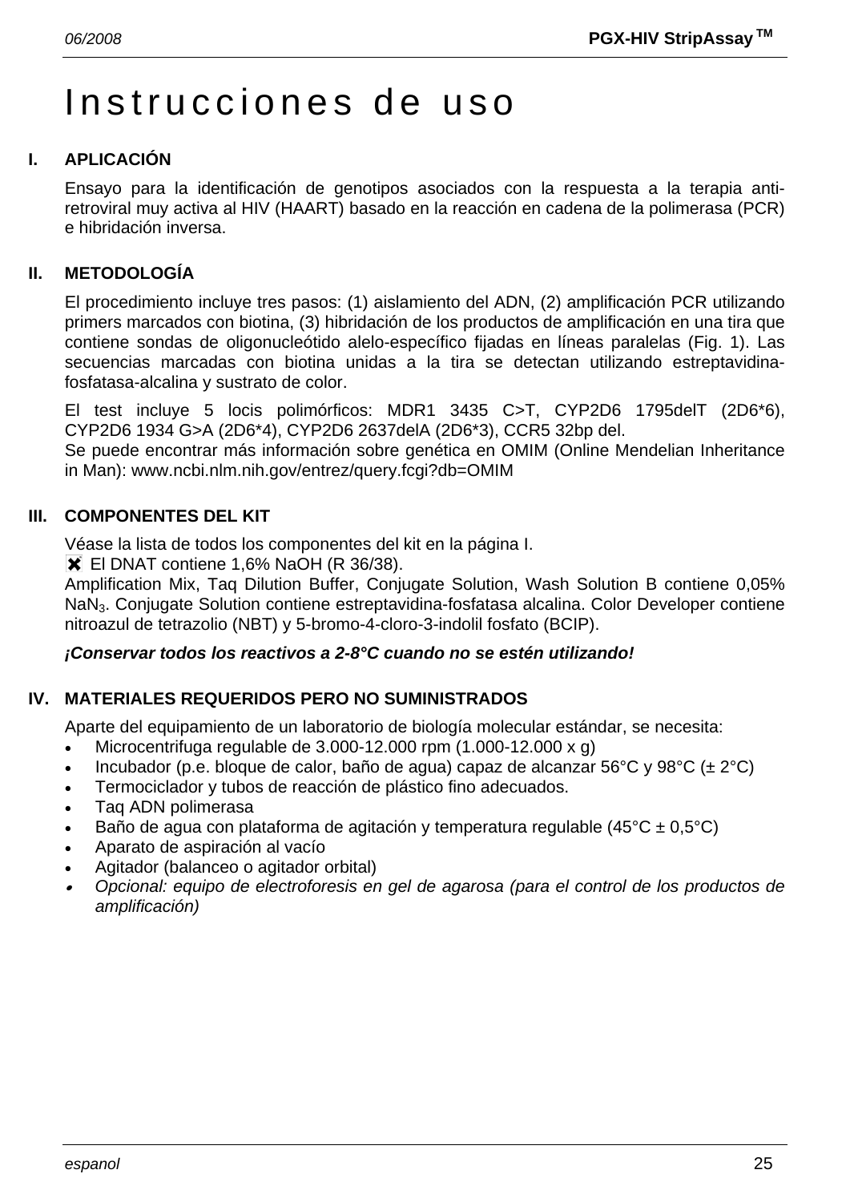# Instrucciones de uso

## I. APLICACIÓN

Ensayo para la identificación de genotipos asociados con la respuesta a la terapia anti-retroviral muy activa al HIV (HAART) basado en la reacción en cadena de la polimerasa (PCR) e hibridación inversa.

## II. METODOLOGÍA

El procedimiento incluye tres pasos: (1) aislamiento del ADN, (2) amplificación PCR utilizando primers marcados con biotina, (3) hibridación de los productos de amplificación en una tira que contiene sondas de oligonucleótido alelo-específico fijadas en líneas paralelas (Fig. 1). Las secuencias marcadas con biotina unidas a la tira se detectan utilizando estreptavidina-fosfatasa-alcalina y sustrato de color.

El test incluye 5 locis polimórficos: MDR1 3435 C>T, CYP2D6 1795delT (2D6*6), CYP2D6 1934 G>A (2D6*4), CYP2D6 2637delA (2D6*3), CCR5 32bp del.
Se puede encontrar más información sobre genética en OMIM (Online Mendelian Inheritance in Man): www.ncbi.nlm.nih.gov/entrez/query.fcgi?db=OMIM

## III. COMPONENTES DEL KIT

Véase la lista de todos los componentes del kit en la página I.
✖ El DNAT contiene 1,6% NaOH (R 36/38).
Amplification Mix, Taq Dilution Buffer, Conjugate Solution, Wash Solution B contiene 0,05% $NaN_3$. Conjugate Solution contiene estreptavidina-fosfatasa alcalina. Color Developer contiene nitroazul de tetrazolio (NBT) y 5-bromo-4-cloro-3-indolil fosfato (BCIP).

***¡Conservar todos los reactivos a 2-8°C cuando no se estén utilizando!***

## IV. MATERIALES REQUERIDOS PERO NO SUMINISTRADOS

Aparte del equipamiento de un laboratorio de biología molecular estándar, se necesita:

- Microcentrifuga regulable de 3.000-12.000 rpm (1.000-12.000 x g)
- Incubador (p.e. bloque de calor, baño de agua) capaz de alcanzar 56°C y 98°C (± 2°C)
- Termociclador y tubos de reacción de plástico fino adecuados.
- Taq ADN polimerasa
- Baño de agua con plataforma de agitación y temperatura regulable (45°C ± 0,5°C)
- Aparato de aspiración al vacío
- Agitador (balanceo o agitador orbital)
- *Opcional: equipo de electroforesis en gel de agarosa (para el control de los productos de amplificación)*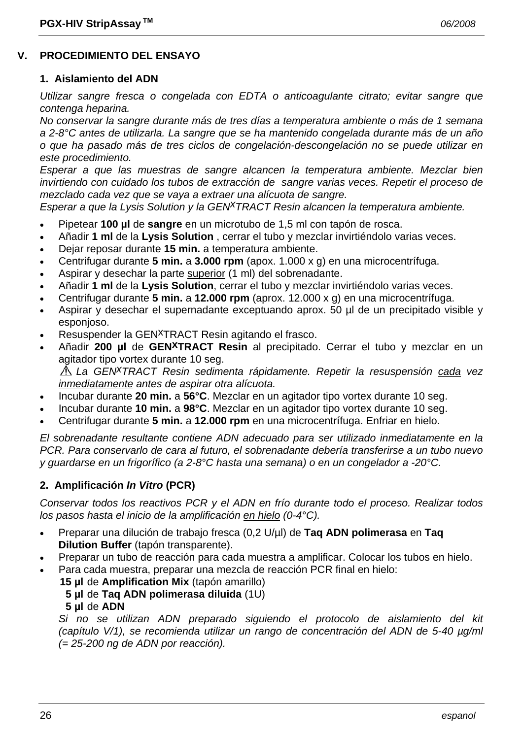## V. PROCEDIMIENTO DEL ENSAYO

### 1. Aislamiento del ADN

*Utilizar sangre fresca o congelada con EDTA o anticoagulante citrato; evitar sangre que contenga heparina.*
*No conservar la sangre durante más de tres días a temperatura ambiente o más de 1 semana a 2-8°C antes de utilizarla. La sangre que se ha mantenido congelada durante más de un año o que ha pasado más de tres ciclos de congelación-descongelación no se puede utilizar en este procedimiento.*
*Esperar a que las muestras de sangre alcancen la temperatura ambiente. Mezclar bien invirtiendo con cuidado los tubos de extracción de sangre varias veces. Repetir el proceso de mezclado cada vez que se vaya a extraer una alícuota de sangre.*
*Esperar a que la Lysis Solution y la GEN^X^TRACT Resin alcancen la temperatura ambiente.*

- Pipetear **100 µl** de **sangre** en un microtubo de 1,5 ml con tapón de rosca.
- Añadir **1 ml** de la **Lysis Solution** , cerrar el tubo y mezclar invirtiéndolo varias veces.
- Dejar reposar durante **15 min.** a temperatura ambiente.
- Centrifugar durante **5 min.** a **3.000 rpm** (apox. 1.000 x g) en una microcentrífuga.
- Aspirar y desechar la parte <u>superior</u> (1 ml) del sobrenadante.
- Añadir **1 ml** de la **Lysis Solution**, cerrar el tubo y mezclar invirtiéndolo varias veces.
- Centrifugar durante **5 min.** a **12.000 rpm** (aprox. 12.000 x g) en una microcentrífuga.
- Aspirar y desechar el supernadante exceptuando aprox. 50 µl de un precipitado visible y esponjoso.
- Resuspender la GEN^X^TRACT Resin agitando el frasco.
- Añadir **200 µl** de **GEN^X^TRACT Resin** al precipitado. Cerrar el tubo y mezclar en un agitador tipo vortex durante 10 seg.
  ⚠ *La GEN^X^TRACT Resin sedimenta rápidamente. Repetir la resuspensión <u>cada</u> vez <u>inmediatamente</u> antes de aspirar otra alícuota.*
- Incubar durante **20 min.** a **56°C**. Mezclar en un agitador tipo vortex durante 10 seg.
- Incubar durante **10 min.** a **98°C**. Mezclar en un agitador tipo vortex durante 10 seg.
- Centrifugar durante **5 min.** a **12.000 rpm** en una microcentrífuga. Enfriar en hielo.

*El sobrenadante resultante contiene ADN adecuado para ser utilizado inmediatamente en la PCR. Para conservarlo de cara al futuro, el sobrenadante debería transferirse a un tubo nuevo y guardarse en un frigorífico (a 2-8°C hasta una semana) o en un congelador a -20°C.*

### 2. Amplificación *In Vitro* (PCR)

*Conservar todos los reactivos PCR y el ADN en frío durante todo el proceso. Realizar todos los pasos hasta el inicio de la amplificación <u>en hielo</u> (0-4°C).*

- Preparar una dilución de trabajo fresca (0,2 U/µl) de **Taq ADN polimerasa** en **Taq Dilution Buffer** (tapón transparente).
- Preparar un tubo de reacción para cada muestra a amplificar. Colocar los tubos en hielo.
- Para cada muestra, preparar una mezcla de reacción PCR final en hielo:
  **15 µl** de **Amplification Mix** (tapón amarillo)
  **5 µl** de **Taq ADN polimerasa diluida** (1U)
  **5 µl** de **ADN**
  *Si no se utilizan ADN preparado siguiendo el protocolo de aislamiento del kit (capítulo V/1), se recomienda utilizar un rango de concentración del ADN de 5-40 µg/ml (= 25-200 ng de ADN por reacción).*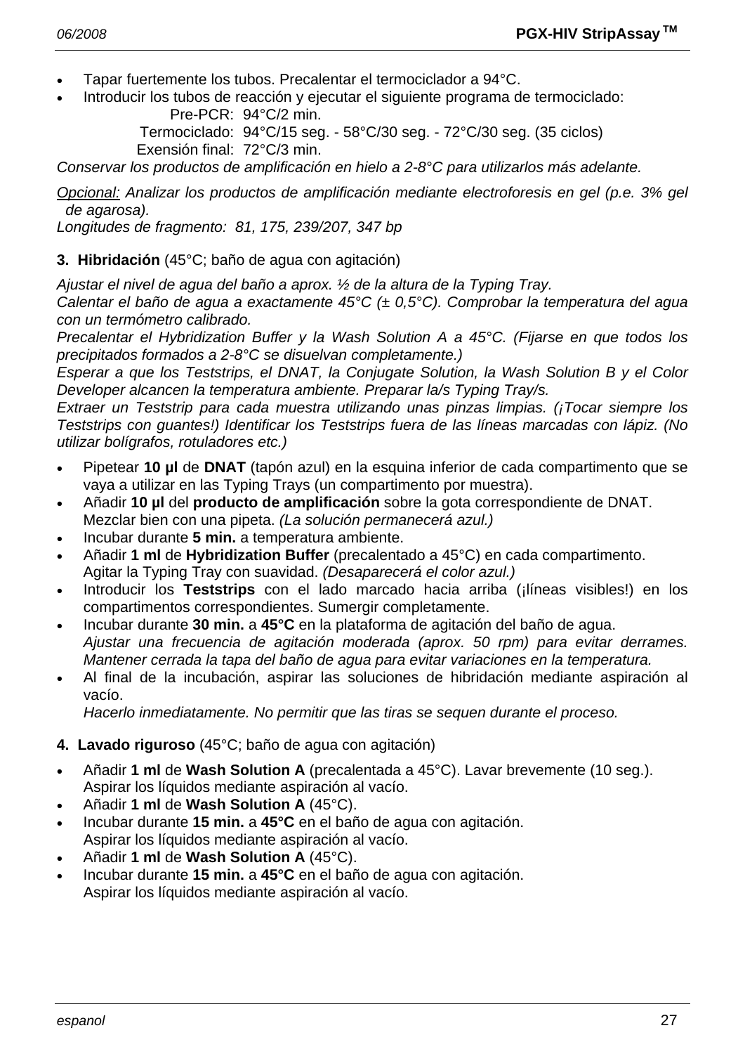- Tapar fuertemente los tubos. Precalentar el termociclador a 94°C.
- Introducir los tubos de reacción y ejecutar el siguiente programa de termociclado:

  Pre-PCR: 94°C/2 min.
  Termociclado: 94°C/15 seg. - 58°C/30 seg. - 72°C/30 seg. (35 ciclos)
  Exensión final: 72°C/3 min.

*Conservar los productos de amplificación en hielo a 2-8°C para utilizarlos más adelante.*

*<u>Opcional:</u> Analizar los productos de amplificación mediante electroforesis en gel (p.e. 3% gel de agarosa).*
*Longitudes de fragmento: 81, 175, 239/207, 347 bp*

**3. Hibridación** (45°C; baño de agua con agitación)

*Ajustar el nivel de agua del baño a aprox. ½ de la altura de la Typing Tray.*
*Calentar el baño de agua a exactamente 45°C (± 0,5°C). Comprobar la temperatura del agua con un termómetro calibrado.*
*Precalentar el Hybridization Buffer y la Wash Solution A a 45°C. (Fijarse en que todos los precipitados formados a 2-8°C se disuelvan completamente.)*
*Esperar a que los Teststrips, el DNAT, la Conjugate Solution, la Wash Solution B y el Color Developer alcancen la temperatura ambiente. Preparar la/s Typing Tray/s.*
*Extraer un Teststrip para cada muestra utilizando unas pinzas limpias. (¡Tocar siempre los Teststrips con guantes!) Identificar los Teststrips fuera de las líneas marcadas con lápiz. (No utilizar bolígrafos, rotuladores etc.)*

- Pipetear **10 µl** de **DNAT** (tapón azul) en la esquina inferior de cada compartimento que se vaya a utilizar en las Typing Trays (un compartimento por muestra).
- Añadir **10 µl** del **producto de amplificación** sobre la gota correspondiente de DNAT. Mezclar bien con una pipeta. *(La solución permanecerá azul.)*
- Incubar durante **5 min.** a temperatura ambiente.
- Añadir **1 ml** de **Hybridization Buffer** (precalentado a 45°C) en cada compartimento. Agitar la Typing Tray con suavidad. *(Desaparecerá el color azul.)*
- Introducir los **Teststrips** con el lado marcado hacia arriba (¡líneas visibles!) en los compartimentos correspondientes. Sumergir completamente.
- Incubar durante **30 min.** a **45°C** en la plataforma de agitación del baño de agua. *Ajustar una frecuencia de agitación moderada (aprox. 50 rpm) para evitar derrames. Mantener cerrada la tapa del baño de agua para evitar variaciones en la temperatura.*
- Al final de la incubación, aspirar las soluciones de hibridación mediante aspiración al vacío. *Hacerlo inmediatamente. No permitir que las tiras se sequen durante el proceso.*

**4. Lavado riguroso** (45°C; baño de agua con agitación)

- Añadir **1 ml** de **Wash Solution A** (precalentada a 45°C). Lavar brevemente (10 seg.). Aspirar los líquidos mediante aspiración al vacío.
- Añadir **1 ml** de **Wash Solution A** (45°C).
- Incubar durante **15 min.** a **45°C** en el baño de agua con agitación. Aspirar los líquidos mediante aspiración al vacío.
- Añadir **1 ml** de **Wash Solution A** (45°C).
- Incubar durante **15 min.** a **45°C** en el baño de agua con agitación. Aspirar los líquidos mediante aspiración al vacío.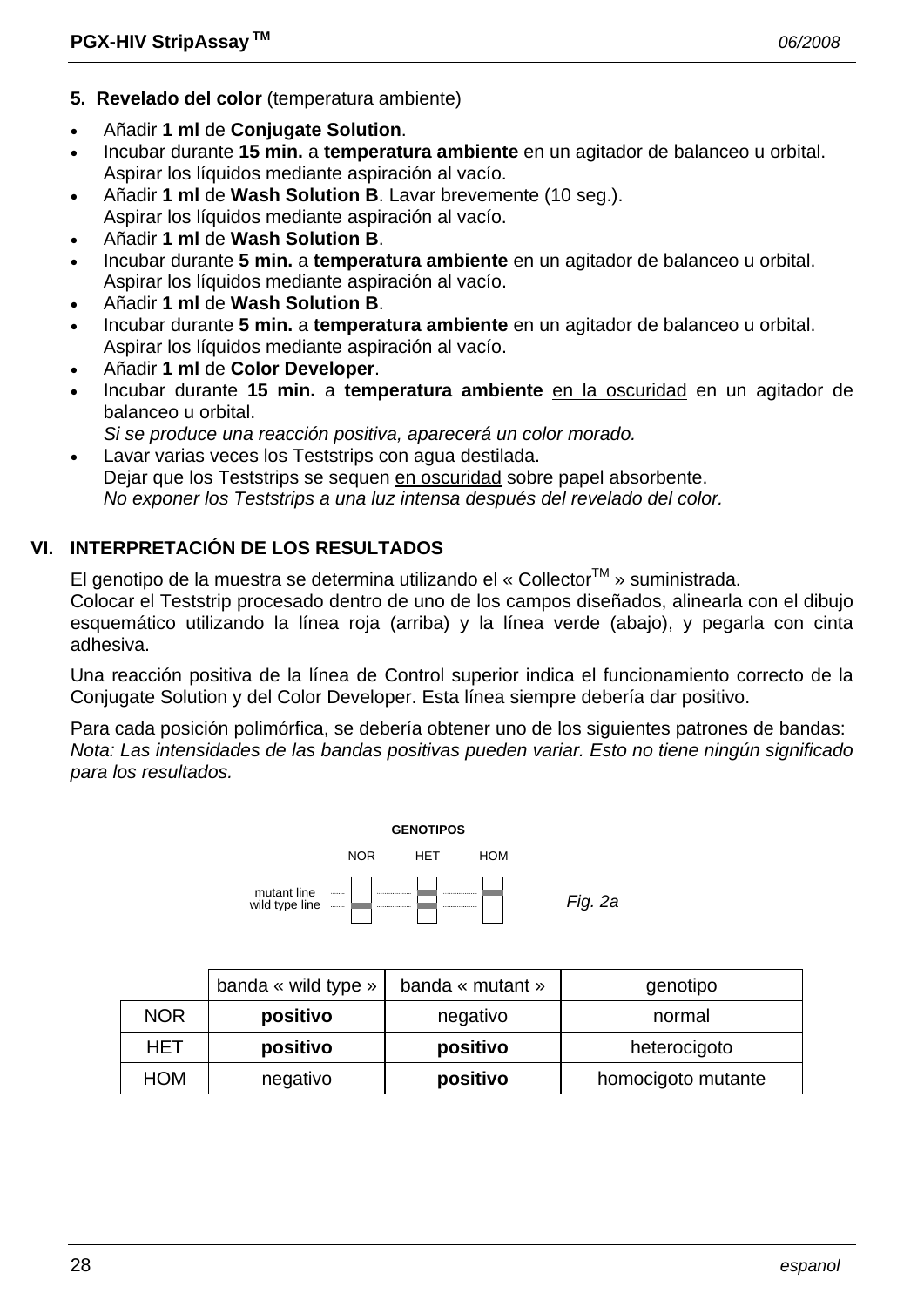**5. Revelado del color** (temperatura ambiente)

- Añadir **1 ml** de **Conjugate Solution**.
- Incubar durante **15 min.** a **temperatura ambiente** en un agitador de balanceo u orbital.
  Aspirar los líquidos mediante aspiración al vacío.
- Añadir **1 ml** de **Wash Solution B**. Lavar brevemente (10 seg.).
  Aspirar los líquidos mediante aspiración al vacío.
- Añadir **1 ml** de **Wash Solution B**.
- Incubar durante **5 min.** a **temperatura ambiente** en un agitador de balanceo u orbital.
  Aspirar los líquidos mediante aspiración al vacío.
- Añadir **1 ml** de **Wash Solution B**.
- Incubar durante **5 min.** a **temperatura ambiente** en un agitador de balanceo u orbital.
  Aspirar los líquidos mediante aspiración al vacío.
- Añadir **1 ml** de **Color Developer**.
- Incubar durante **15 min.** a **temperatura ambiente** en la oscuridad en un agitador de balanceo u orbital.
  *Si se produce una reacción positiva, aparecerá un color morado.*
- Lavar varias veces los Teststrips con agua destilada.
  Dejar que los Teststrips se sequen en oscuridad sobre papel absorbente.
  *No exponer los Teststrips a una luz intensa después del revelado del color.*

## VI. INTERPRETACIÓN DE LOS RESULTADOS

El genotipo de la muestra se determina utilizando el « Collector™ » suministrada.
Colocar el Teststrip procesado dentro de uno de los campos diseñados, alinearla con el dibujo esquemático utilizando la línea roja (arriba) y la línea verde (abajo), y pegarla con cinta adhesiva.

Una reacción positiva de la línea de Control superior indica el funcionamiento correcto de la Conjugate Solution y del Color Developer. Esta línea siempre debería dar positivo.

Para cada posición polimórfica, se debería obtener uno de los siguientes patrones de bandas:
*Nota: Las intensidades de las bandas positivas pueden variar. Esto no tiene ningún significado para los resultados.*

**GENOTIPOS**

NOR HET HOM

mutant line
wild type line

*Fig. 2a*

| | banda « wild type » | banda « mutant » | genotipo |
|---|---|---|---|
| NOR | **positivo** | negativo | normal |
| HET | **positivo** | **positivo** | heterocigoto |
| HOM | negativo | **positivo** | homocigoto mutante |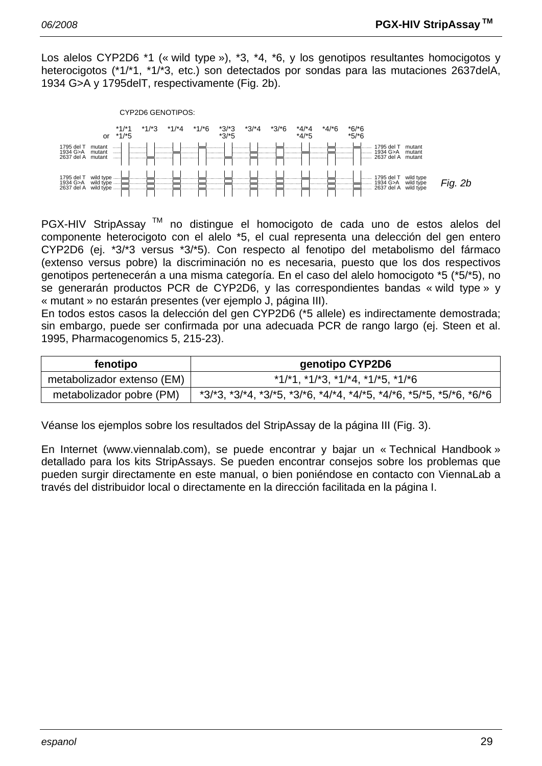Los alelos CYP2D6 *1 (« wild type »), *3, *4, *6, y los genotipos resultantes homocigotos y heterocigotos (*1/*1, *1/*3, etc.) son detectados por sondas para las mutaciones 2637delA, 1934 G>A y 1795delT, respectivamente (Fig. 2b).

CYP2D6 GENOTIPOS:

*1/*1 or *1/*5 | *1/*3 | *1/*4 | *1/*6 | *3/*3 *3/*5 | *3/*4 | *3/*6 | *4/*4 *4/*5 | *4/*6 | *6/*6 *5/*6

1795 del T mutant
1934 G>A mutant
2637 del A mutant

1795 del T wild type
1934 G>A wild type
2637 del A wild type

*Fig. 2b*

PGX-HIV StripAssay ™ no distingue el homocigoto de cada uno de estos alelos del componente heterocigoto con el alelo *5, el cual representa una delección del gen entero CYP2D6 (ej. *3/*3 versus *3/*5). Con respecto al fenotipo del metabolismo del fármaco (extenso versus pobre) la discriminación no es necesaria, puesto que los dos respectivos genotipos pertenecerán a una misma categoría. En el caso del alelo homocigoto *5 (*5/*5), no se generarán productos PCR de CYP2D6, y las correspondientes bandas « wild type » y « mutant » no estarán presentes (ver ejemplo J, página III).
En todos estos casos la delección del gen CYP2D6 (*5 allele) es indirectamente demostrada; sin embargo, puede ser confirmada por una adecuada PCR de rango largo (ej. Steen et al. 1995, Pharmacogenomics 5, 215-23).

| fenotipo | genotipo CYP2D6 |
|---|---|
| metabolizador extenso (EM) | *1/*1, *1/*3, *1/*4, *1/*5, *1/*6 |
| metabolizador pobre (PM) | *3/*3, *3/*4, *3/*5, *3/*6, *4/*4, *4/*5, *4/*6, *5/*5, *5/*6, *6/*6 |

Véanse los ejemplos sobre los resultados del StripAssay de la página III (Fig. 3).

En Internet (www.viennalab.com), se puede encontrar y bajar un « Technical Handbook » detallado para los kits StripAssays. Se pueden encontrar consejos sobre los problemas que pueden surgir directamente en este manual, o bien poniéndose en contacto con ViennaLab a través del distribuidor local o directamente en la dirección facilitada en la página I.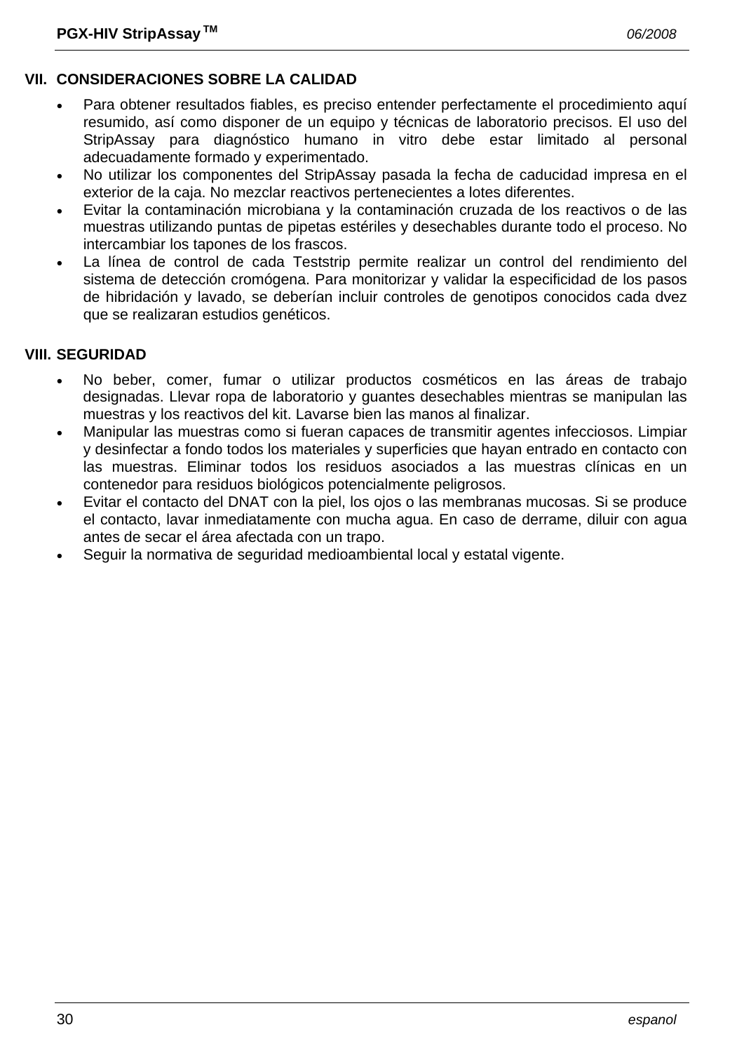## VII. CONSIDERACIONES SOBRE LA CALIDAD

- Para obtener resultados fiables, es preciso entender perfectamente el procedimiento aquí resumido, así como disponer de un equipo y técnicas de laboratorio precisos. El uso del StripAssay para diagnóstico humano in vitro debe estar limitado al personal adecuadamente formado y experimentado.
- No utilizar los componentes del StripAssay pasada la fecha de caducidad impresa en el exterior de la caja. No mezclar reactivos pertenecientes a lotes diferentes.
- Evitar la contaminación microbiana y la contaminación cruzada de los reactivos o de las muestras utilizando puntas de pipetas estériles y desechables durante todo el proceso. No intercambiar los tapones de los frascos.
- La línea de control de cada Teststrip permite realizar un control del rendimiento del sistema de detección cromógena. Para monitorizar y validar la especificidad de los pasos de hibridación y lavado, se deberían incluir controles de genotipos conocidos cada dvez que se realizaran estudios genéticos.

## VIII. SEGURIDAD

- No beber, comer, fumar o utilizar productos cosméticos en las áreas de trabajo designadas. Llevar ropa de laboratorio y guantes desechables mientras se manipulan las muestras y los reactivos del kit. Lavarse bien las manos al finalizar.
- Manipular las muestras como si fueran capaces de transmitir agentes infecciosos. Limpiar y desinfectar a fondo todos los materiales y superficies que hayan entrado en contacto con las muestras. Eliminar todos los residuos asociados a las muestras clínicas en un contenedor para residuos biológicos potencialmente peligrosos.
- Evitar el contacto del DNAT con la piel, los ojos o las membranas mucosas. Si se produce el contacto, lavar inmediatamente con mucha agua. En caso de derrame, diluir con agua antes de secar el área afectada con un trapo.
- Seguir la normativa de seguridad medioambiental local y estatal vigente.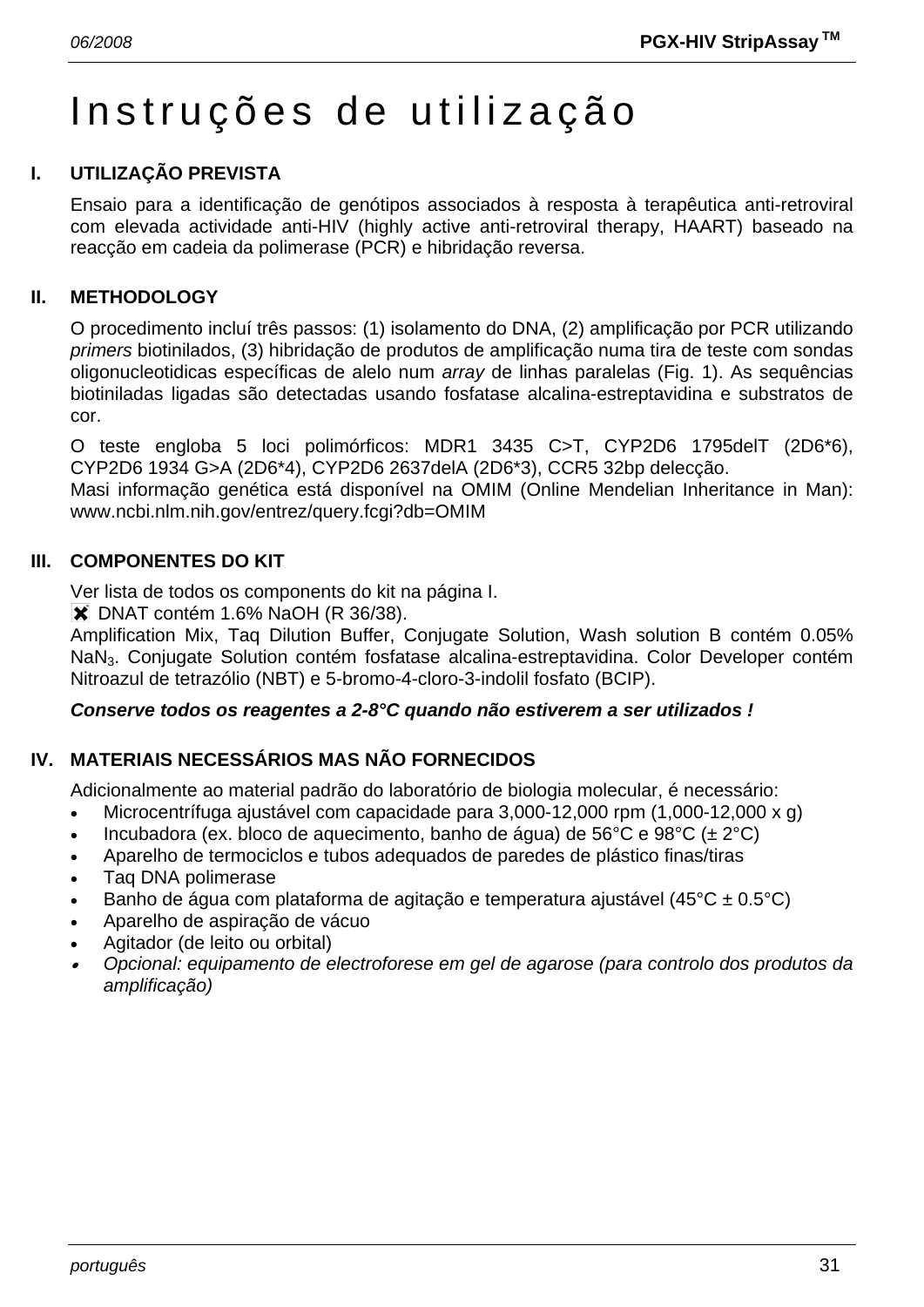# Instruções de utilização

## I. UTILIZAÇÃO PREVISTA

Ensaio para a identificação de genótipos associados à resposta à terapêutica anti-retroviral com elevada actividade anti-HIV (highly active anti-retroviral therapy, HAART) baseado na reacção em cadeia da polimerase (PCR) e hibridação reversa.

## II. METHODOLOGY

O procedimento incluí três passos: (1) isolamento do DNA, (2) amplificação por PCR utilizando *primers* biotinilados, (3) hibridação de produtos de amplificação numa tira de teste com sondas oligonucleotidicas específicas de alelo num *array* de linhas paralelas (Fig. 1). As sequências biotiniladas ligadas são detectadas usando fosfatase alcalina-estreptavidina e substratos de cor.

O teste engloba 5 loci polimórficos: MDR1 3435 C>T, CYP2D6 1795delT (2D6*6), CYP2D6 1934 G>A (2D6*4), CYP2D6 2637delA (2D6*3), CCR5 32bp delecção.
Masi informação genética está disponível na OMIM (Online Mendelian Inheritance in Man): www.ncbi.nlm.nih.gov/entrez/query.fcgi?db=OMIM

## III. COMPONENTES DO KIT

Ver lista de todos os components do kit na página I.
✖ DNAT contém 1.6% NaOH (R 36/38).
Amplification Mix, Taq Dilution Buffer, Conjugate Solution, Wash solution B contém 0.05% $NaN_3$. Conjugate Solution contém fosfatase alcalina-estreptavidina. Color Developer contém Nitroazul de tetrazólio (NBT) e 5-bromo-4-cloro-3-indolil fosfato (BCIP).

***Conserve todos os reagentes a 2-8°C quando não estiverem a ser utilizados !***

## IV. MATERIAIS NECESSÁRIOS MAS NÃO FORNECIDOS

Adicionalmente ao material padrão do laboratório de biologia molecular, é necessário:

- Microcentrífuga ajustável com capacidade para 3,000-12,000 rpm (1,000-12,000 x g)
- Incubadora (ex. bloco de aquecimento, banho de água) de 56°C e 98°C (± 2°C)
- Aparelho de termociclos e tubos adequados de paredes de plástico finas/tiras
- Taq DNA polimerase
- Banho de água com plataforma de agitação e temperatura ajustável (45°C ± 0.5°C)
- Aparelho de aspiração de vácuo
- Agitador (de leito ou orbital)
- *Opcional: equipamento de electroforese em gel de agarose (para controlo dos produtos da amplificação)*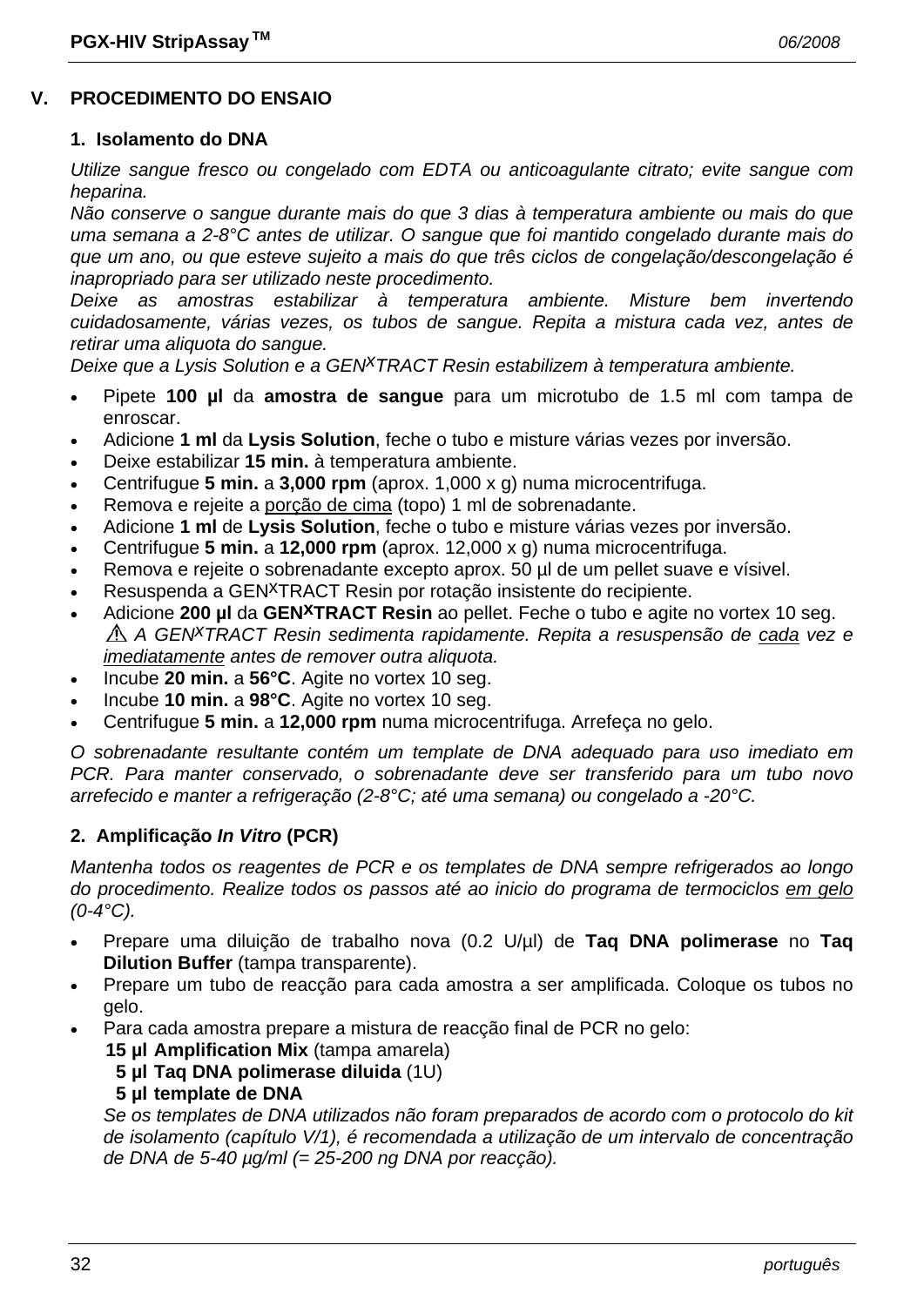## V. PROCEDIMENTO DO ENSAIO

### 1. Isolamento do DNA

*Utilize sangue fresco ou congelado com EDTA ou anticoagulante citrato; evite sangue com heparina.*
*Não conserve o sangue durante mais do que 3 dias à temperatura ambiente ou mais do que uma semana a 2-8°C antes de utilizar. O sangue que foi mantido congelado durante mais do que um ano, ou que esteve sujeito a mais do que três ciclos de congelação/descongelação é inapropriado para ser utilizado neste procedimento.*
*Deixe as amostras estabilizar à temperatura ambiente. Misture bem invertendo cuidadosamente, várias vezes, os tubos de sangue. Repita a mistura cada vez, antes de retirar uma aliquota do sangue.*
*Deixe que a Lysis Solution e a GEN$^{X}$TRACT Resin estabilizem à temperatura ambiente.*

- Pipete **100 µl** da **amostra de sangue** para um microtubo de 1.5 ml com tampa de enroscar.
- Adicione **1 ml** da **Lysis Solution**, feche o tubo e misture várias vezes por inversão.
- Deixe estabilizar **15 min.** à temperatura ambiente.
- Centrifugue **5 min.** a **3,000 rpm** (aprox. 1,000 x g) numa microcentrifuga.
- Remova e rejeite a porção de cima (topo) 1 ml de sobrenadante.
- Adicione **1 ml** de **Lysis Solution**, feche o tubo e misture várias vezes por inversão.
- Centrifugue **5 min.** a **12,000 rpm** (aprox. 12,000 x g) numa microcentrifuga.
- Remova e rejeite o sobrenadante excepto aprox. 50 µl de um pellet suave e vísivel.
- Resuspenda a GEN$^{X}$TRACT Resin por rotação insistente do recipiente.
- Adicione **200 µl** da **GEN$^{X}$TRACT Resin** ao pellet. Feche o tubo e agite no vortex 10 seg.
  ⚠ *A GEN$^{X}$TRACT Resin sedimenta rapidamente. Repita a resuspensão de cada vez e imediatamente antes de remover outra aliquota.*
- Incube **20 min.** a **56°C**. Agite no vortex 10 seg.
- Incube **10 min.** a **98°C**. Agite no vortex 10 seg.
- Centrifugue **5 min.** a **12,000 rpm** numa microcentrifuga. Arrefeça no gelo.

*O sobrenadante resultante contém um template de DNA adequado para uso imediato em PCR. Para manter conservado, o sobrenadante deve ser transferido para um tubo novo arrefecido e manter a refrigeração (2-8°C; até uma semana) ou congelado a -20°C.*

### 2. Amplificação *In Vitro* (PCR)

*Mantenha todos os reagentes de PCR e os templates de DNA sempre refrigerados ao longo do procedimento. Realize todos os passos até ao inicio do programa de termociclos em gelo (0-4°C).*

- Prepare uma diluição de trabalho nova (0.2 U/µl) de **Taq DNA polimerase** no **Taq Dilution Buffer** (tampa transparente).
- Prepare um tubo de reacção para cada amostra a ser amplificada. Coloque os tubos no gelo.
- Para cada amostra prepare a mistura de reacção final de PCR no gelo:
  **15 µl Amplification Mix** (tampa amarela)
  **5 µl Taq DNA polimerase diluida** (1U)
  **5 µl template de DNA**
  *Se os templates de DNA utilizados não foram preparados de acordo com o protocolo do kit de isolamento (capítulo V/1), é recomendada a utilização de um intervalo de concentração de DNA de 5-40 µg/ml (= 25-200 ng DNA por reacção).*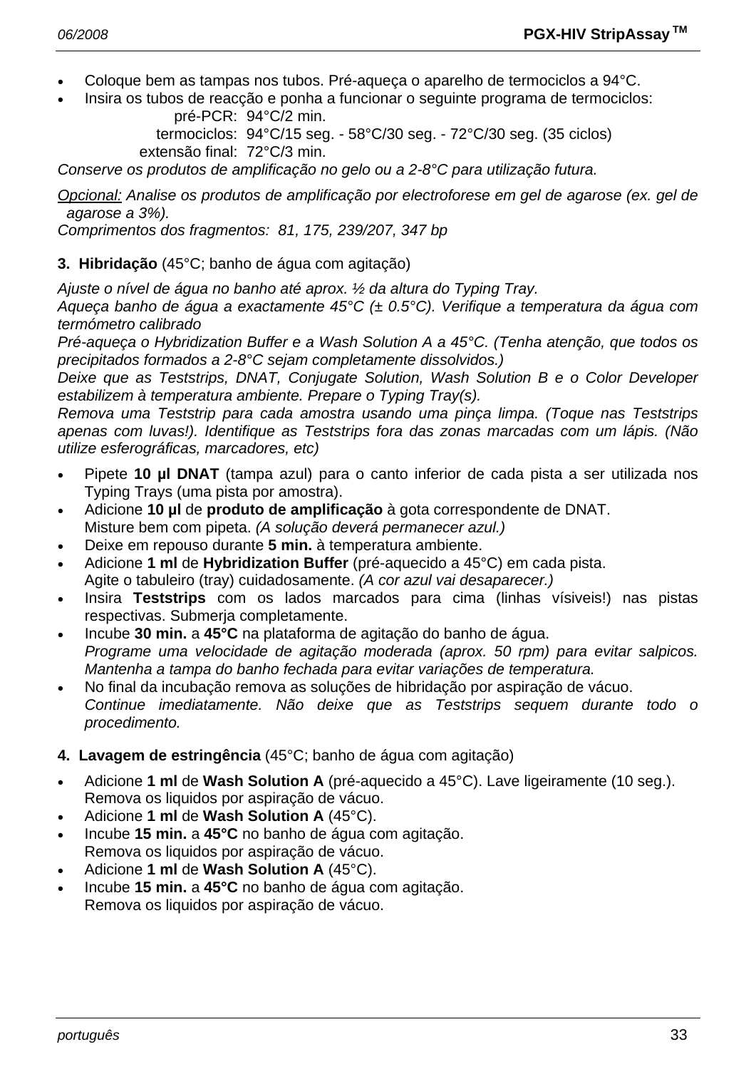- Coloque bem as tampas nos tubos. Pré-aqueça o aparelho de termociclos a 94°C.
- Insira os tubos de reacção e ponha a funcionar o seguinte programa de termociclos:

pré-PCR: 94°C/2 min.
termociclos: 94°C/15 seg. - 58°C/30 seg. - 72°C/30 seg. (35 ciclos)
extensão final: 72°C/3 min.

*Conserve os produtos de amplificação no gelo ou a 2-8°C para utilização futura.*

*Opcional: Analise os produtos de amplificação por electroforese em gel de agarose (ex. gel de agarose a 3%).*
*Comprimentos dos fragmentos: 81, 175, 239/207, 347 bp*

**3. Hibridação** (45°C; banho de água com agitação)

*Ajuste o nível de água no banho até aprox. ½ da altura do Typing Tray.*
*Aqueça banho de água a exactamente 45°C (± 0.5°C). Verifique a temperatura da água com termómetro calibrado*
*Pré-aqueça o Hybridization Buffer e a Wash Solution A a 45°C. (Tenha atenção, que todos os precipitados formados a 2-8°C sejam completamente dissolvidos.)*
*Deixe que as Teststrips, DNAT, Conjugate Solution, Wash Solution B e o Color Developer estabilizem à temperatura ambiente. Prepare o Typing Tray(s).*
*Remova uma Teststrip para cada amostra usando uma pinça limpa. (Toque nas Teststrips apenas com luvas!). Identifique as Teststrips fora das zonas marcadas com um lápis. (Não utilize esferográficas, marcadores, etc)*

- Pipete **10 µl DNAT** (tampa azul) para o canto inferior de cada pista a ser utilizada nos Typing Trays (uma pista por amostra).
- Adicione **10 µl** de **produto de amplificação** à gota correspondente de DNAT.
  Misture bem com pipeta. *(A solução deverá permanecer azul.)*
- Deixe em repouso durante **5 min.** à temperatura ambiente.
- Adicione **1 ml** de **Hybridization Buffer** (pré-aquecido a 45°C) em cada pista.
  Agite o tabuleiro (tray) cuidadosamente. *(A cor azul vai desaparecer.)*
- Insira **Teststrips** com os lados marcados para cima (linhas vísiveis!) nas pistas respectivas. Submerja completamente.
- Incube **30 min.** a **45°C** na plataforma de agitação do banho de água.
  *Programe uma velocidade de agitação moderada (aprox. 50 rpm) para evitar salpicos. Mantenha a tampa do banho fechada para evitar variações de temperatura.*
- No final da incubação remova as soluções de hibridação por aspiração de vácuo.
  *Continue imediatamente. Não deixe que as Teststrips sequem durante todo o procedimento.*

**4. Lavagem de estringência** (45°C; banho de água com agitação)

- Adicione **1 ml** de **Wash Solution A** (pré-aquecido a 45°C). Lave ligeiramente (10 seg.).
  Remova os liquidos por aspiração de vácuo.
- Adicione **1 ml** de **Wash Solution A** (45°C).
- Incube **15 min.** a **45°C** no banho de água com agitação.
  Remova os liquidos por aspiração de vácuo.
- Adicione **1 ml** de **Wash Solution A** (45°C).
- Incube **15 min.** a **45°C** no banho de água com agitação.
  Remova os liquidos por aspiração de vácuo.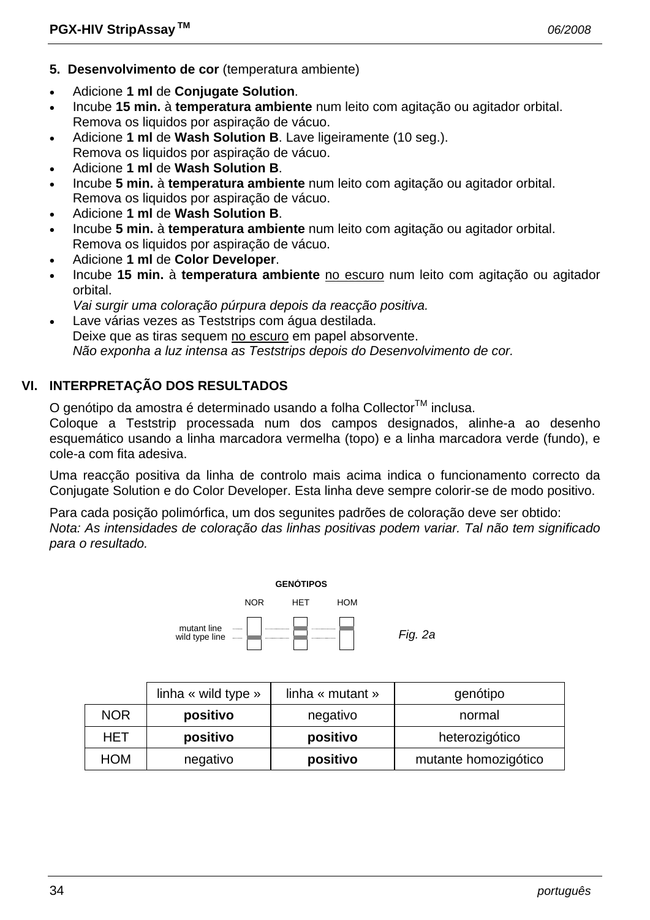**5. Desenvolvimento de cor** (temperatura ambiente)

- Adicione **1 ml** de **Conjugate Solution**.
- Incube **15 min.** à **temperatura ambiente** num leito com agitação ou agitador orbital.
  Remova os liquidos por aspiração de vácuo.
- Adicione **1 ml** de **Wash Solution B**. Lave ligeiramente (10 seg.).
  Remova os liquidos por aspiração de vácuo.
- Adicione **1 ml** de **Wash Solution B**.
- Incube **5 min.** à **temperatura ambiente** num leito com agitação ou agitador orbital.
  Remova os liquidos por aspiração de vácuo.
- Adicione **1 ml** de **Wash Solution B**.
- Incube **5 min.** à **temperatura ambiente** num leito com agitação ou agitador orbital.
  Remova os liquidos por aspiração de vácuo.
- Adicione **1 ml** de **Color Developer**.
- Incube **15 min.** à **temperatura ambiente** no escuro num leito com agitação ou agitador orbital.
  *Vai surgir uma coloração púrpura depois da reacção positiva.*
- Lave várias vezes as Teststrips com água destilada.
  Deixe que as tiras sequem no escuro em papel absorvente.
  *Não exponha a luz intensa as Teststrips depois do Desenvolvimento de cor.*

## VI. INTERPRETAÇÃO DOS RESULTADOS

O genótipo da amostra é determinado usando a folha Collector™ inclusa.
Coloque a Teststrip processada num dos campos designados, alinhe-a ao desenho esquemático usando a linha marcadora vermelha (topo) e a linha marcadora verde (fundo), e cole-a com fita adesiva.

Uma reacção positiva da linha de controlo mais acima indica o funcionamento correcto da Conjugate Solution e do Color Developer. Esta linha deve sempre colorir-se de modo positivo.

Para cada posição polimórfica, um dos segunites padrões de coloração deve ser obtido:
*Nota: As intensidades de coloração das linhas positivas podem variar. Tal não tem significado para o resultado.*

GENÓTIPOS

NOR HET HOM

mutant line
wild type line

*Fig. 2a*

| | linha « wild type » | linha « mutant » | genótipo |
|---|---|---|---|
| NOR | **positivo** | negativo | normal |
| HET | **positivo** | **positivo** | heterozigótico |
| HOM | negativo | **positivo** | mutante homozigótico |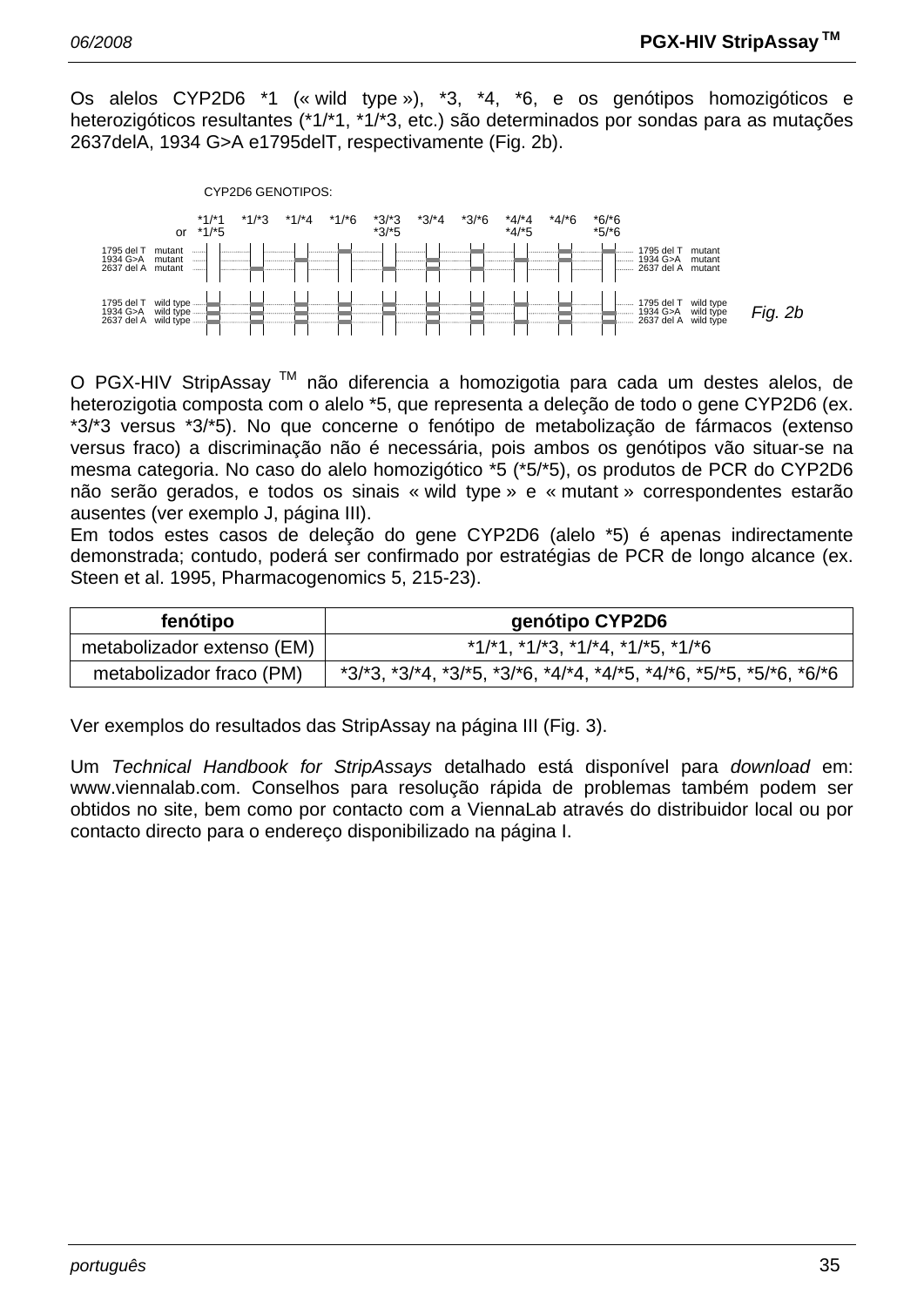Os alelos CYP2D6 *1 (« wild type »), *3, *4, *6, e os genótipos homozigóticos e heterozigóticos resultantes (*1/*1, *1/*3, etc.) são determinados por sondas para as mutações 2637delA, 1934 G>A e1795delT, respectivamente (Fig. 2b).

CYP2D6 GENOTIPOS:

Fig. 2b

O PGX-HIV StripAssay ™ não diferencia a homozigotia para cada um destes alelos, de heterozigotia composta com o alelo *5, que representa a deleção de todo o gene CYP2D6 (ex. *3/*3 versus *3/*5). No que concerne o fenótipo de metabolização de fármacos (extenso versus fraco) a discriminação não é necessária, pois ambos os genótipos vão situar-se na mesma categoria. No caso do alelo homozigótico *5 (*5/*5), os produtos de PCR do CYP2D6 não serão gerados, e todos os sinais « wild type » e « mutant » correspondentes estarão ausentes (ver exemplo J, página III).
Em todos estes casos de deleção do gene CYP2D6 (alelo *5) é apenas indirectamente demonstrada; contudo, poderá ser confirmado por estratégias de PCR de longo alcance (ex. Steen et al. 1995, Pharmacogenomics 5, 215-23).

| fenótipo | genótipo CYP2D6 |
|---|---|
| metabolizador extenso (EM) | *1/*1, *1/*3, *1/*4, *1/*5, *1/*6 |
| metabolizador fraco (PM) | *3/*3, *3/*4, *3/*5, *3/*6, *4/*4, *4/*5, *4/*6, *5/*5, *5/*6, *6/*6 |

Ver exemplos do resultados das StripAssay na página III (Fig. 3).

Um *Technical Handbook for StripAssays* detalhado está disponível para *download* em: www.viennalab.com. Conselhos para resolução rápida de problemas também podem ser obtidos no site, bem como por contacto com a ViennaLab através do distribuidor local ou por contacto directo para o endereço disponibilizado na página I.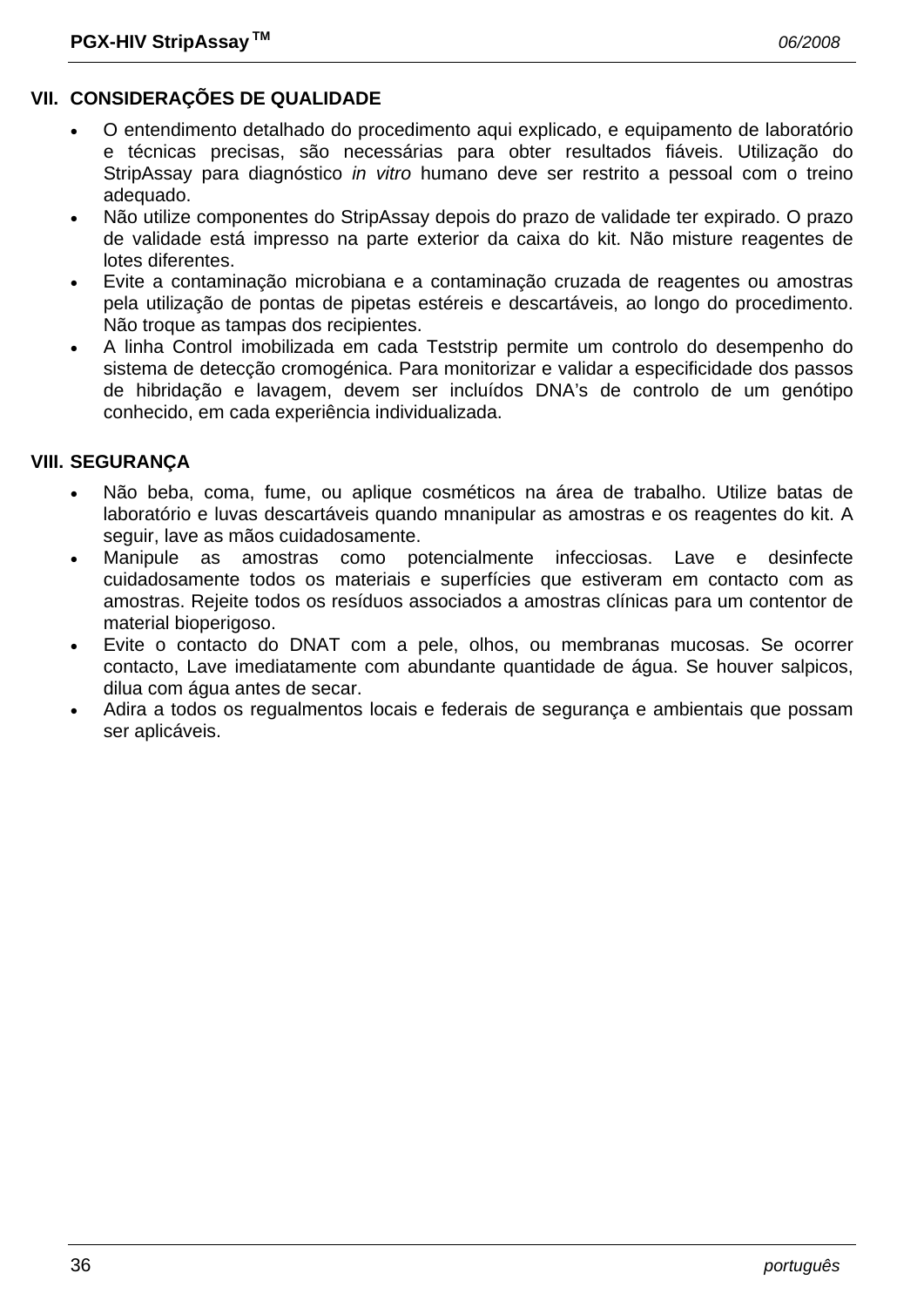## VII. CONSIDERAÇÕES DE QUALIDADE

- O entendimento detalhado do procedimento aqui explicado, e equipamento de laboratório e técnicas precisas, são necessárias para obter resultados fiáveis. Utilização do StripAssay para diagnóstico *in vitro* humano deve ser restrito a pessoal com o treino adequado.
- Não utilize componentes do StripAssay depois do prazo de validade ter expirado. O prazo de validade está impresso na parte exterior da caixa do kit. Não misture reagentes de lotes diferentes.
- Evite a contaminação microbiana e a contaminação cruzada de reagentes ou amostras pela utilização de pontas de pipetas estéreis e descartáveis, ao longo do procedimento. Não troque as tampas dos recipientes.
- A linha Control imobilizada em cada Teststrip permite um controlo do desempenho do sistema de detecção cromogénica. Para monitorizar e validar a especificidade dos passos de hibridação e lavagem, devem ser incluídos DNA's de controlo de um genótipo conhecido, em cada experiência individualizada.

## VIII. SEGURANÇA

- Não beba, coma, fume, ou aplique cosméticos na área de trabalho. Utilize batas de laboratório e luvas descartáveis quando mnanipular as amostras e os reagentes do kit. A seguir, lave as mãos cuidadosamente.
- Manipule as amostras como potencialmente infecciosas. Lave e desinfecte cuidadosamente todos os materiais e superfícies que estiveram em contacto com as amostras. Rejeite todos os resíduos associados a amostras clínicas para um contentor de material bioperigoso.
- Evite o contacto do DNAT com a pele, olhos, ou membranas mucosas. Se ocorrer contacto, Lave imediatamente com abundante quantidade de água. Se houver salpicos, dilua com água antes de secar.
- Adira a todos os regualmentos locais e federais de segurança e ambientais que possam ser aplicáveis.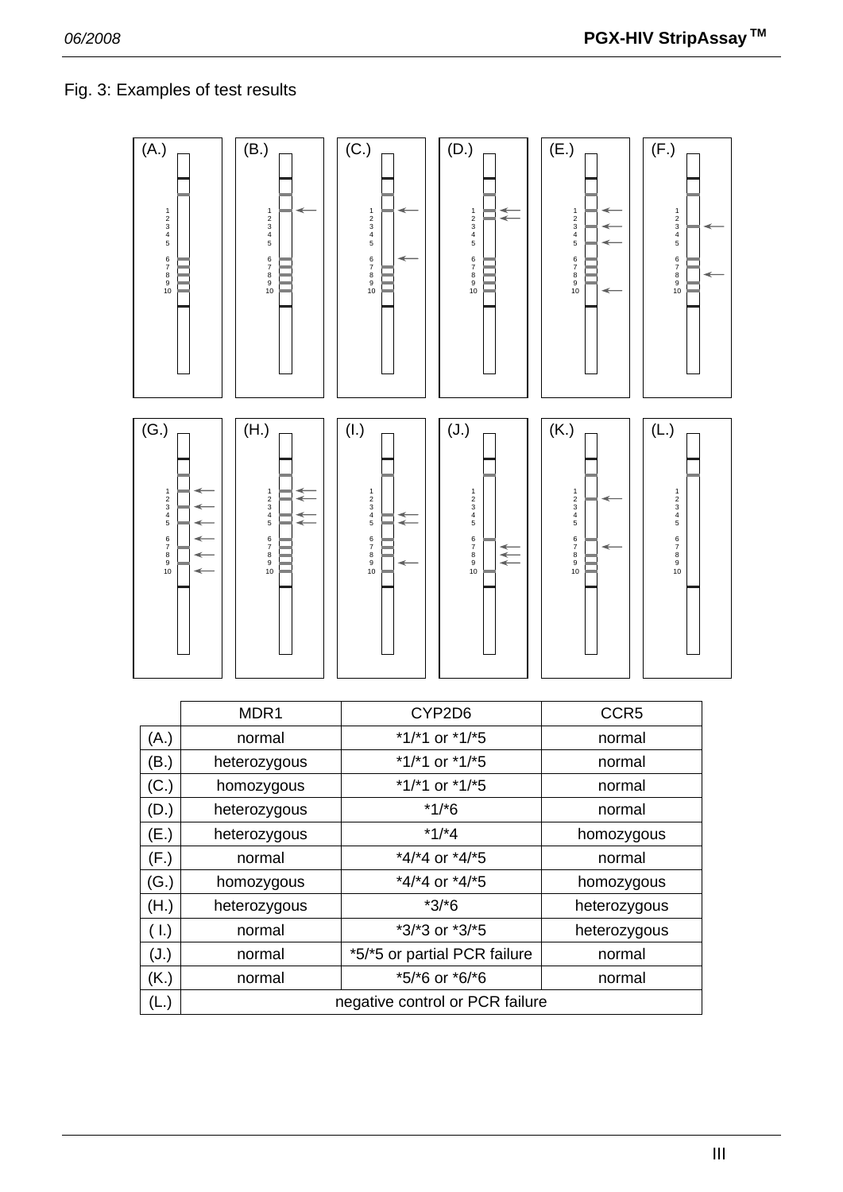Fig. 3: Examples of test results

|  | MDR1 | CYP2D6 | CCR5 |
|---|---|---|---|
| (A.) | normal | *1/*1 or *1/*5 | normal |
| (B.) | heterozygous | *1/*1 or *1/*5 | normal |
| (C.) | homozygous | *1/*1 or *1/*5 | normal |
| (D.) | heterozygous | *1/*6 | normal |
| (E.) | heterozygous | *1/*4 | homozygous |
| (F.) | normal | *4/*4 or *4/*5 | normal |
| (G.) | homozygous | *4/*4 or *4/*5 | homozygous |
| (H.) | heterozygous | *3/*6 | heterozygous |
| ( I.) | normal | *3/*3 or *3/*5 | heterozygous |
| (J.) | normal | *5/*5 or partial PCR failure | normal |
| (K.) | normal | *5/*6 or *6/*6 | normal |
| (L.) | negative control or PCR failure | | |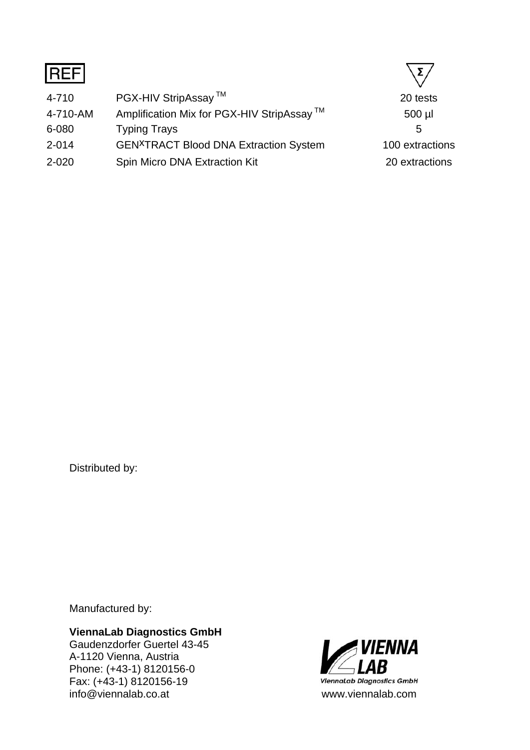| REF | | Σ |
|---|---|---|
| 4-710 | PGX-HIV StripAssay ™ | 20 tests |
| 4-710-AM | Amplification Mix for PGX-HIV StripAssay ™ | 500 µl |
| 6-080 | Typing Trays | 5 |
| 2-014 | GEN$^X$TRACT Blood DNA Extraction System | 100 extractions |
| 2-020 | Spin Micro DNA Extraction Kit | 20 extractions |

Distributed by:

Manufactured by:

**ViennaLab Diagnostics GmbH**
Gaudenzdorfer Guertel 43-45
A-1120 Vienna, Austria
Phone: (+43-1) 8120156-0
Fax: (+43-1) 8120156-19
info@viennalab.co.at

VIENNA LAB
ViennaLab Diagnostics GmbH
www.viennalab.com